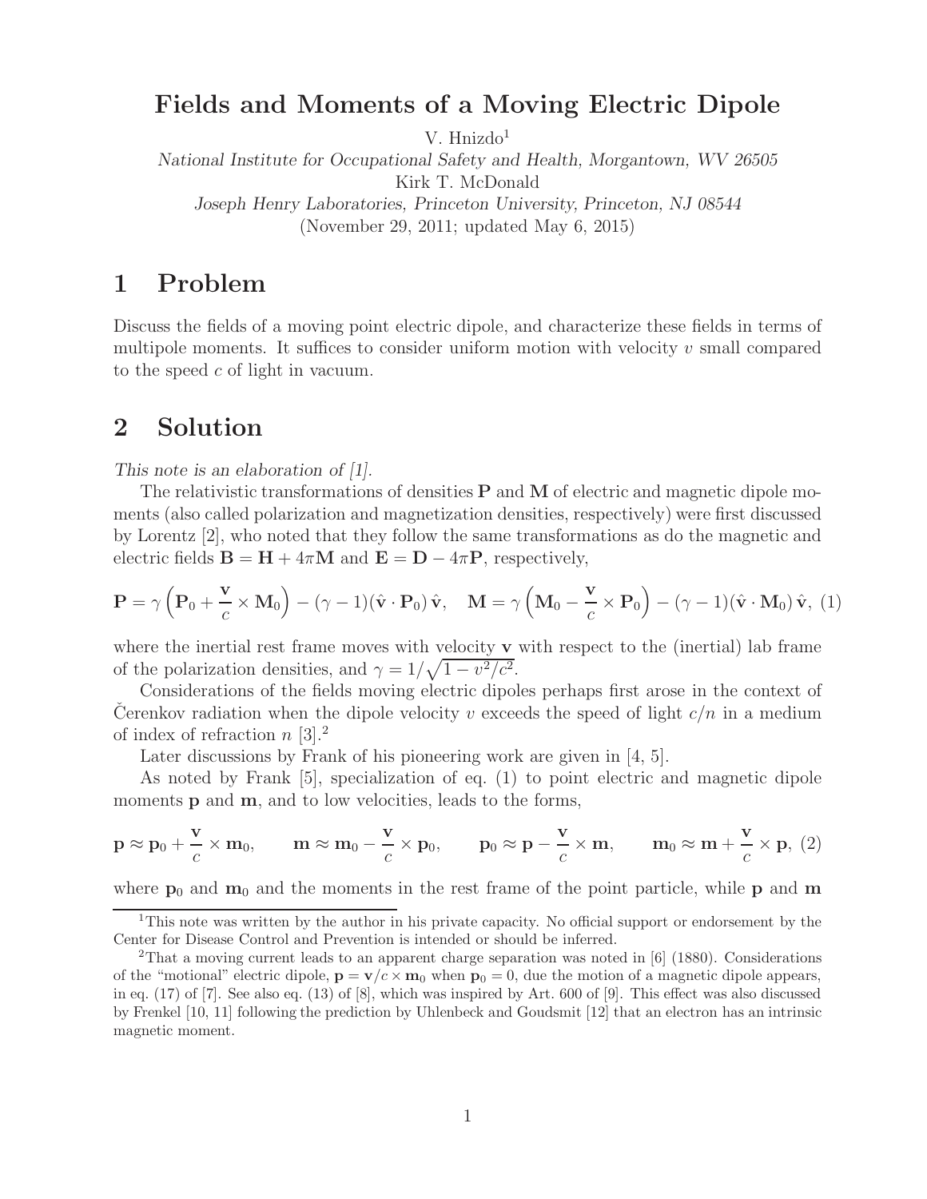# Fields and Moments of a Moving Electric Dipole

V. Hnizdo[1]

*National Institute for Occupational Safety and Health, Morgantown, WV 26505*

Kirk T. McDonald

*Joseph Henry Laboratories, Princeton University, Princeton, NJ 08544*

(November 29, 2011; updated May 6, 2015)

## 1 Problem

Discuss the fields of a moving point electric dipole, and characterize these fields in terms of multipole moments. It suffices to consider uniform motion with velocity $v$ small compared to the speed $c$ of light in vacuum.

## 2 Solution

*This note is an elaboration of [1].*

The relativistic transformations of densities $\mathbf{P}$ and $\mathbf{M}$ of electric and magnetic dipole moments (also called polarization and magnetization densities, respectively) were first discussed by Lorentz [2], who noted that they follow the same transformations as do the magnetic and electric fields $\mathbf{B} = \mathbf{H} + 4\pi\mathbf{M}$ and $\mathbf{E} = \mathbf{D} - 4\pi\mathbf{P}$, respectively,

$$\mathbf{P} = \gamma\left(\mathbf{P}_0 + \frac{\mathbf{v}}{c} \times \mathbf{M}_0\right) - (\gamma - 1)(\hat{\mathbf{v}} \cdot \mathbf{P}_0)\,\hat{\mathbf{v}}, \quad \mathbf{M} = \gamma\left(\mathbf{M}_0 - \frac{\mathbf{v}}{c} \times \mathbf{P}_0\right) - (\gamma - 1)(\hat{\mathbf{v}} \cdot \mathbf{M}_0)\,\hat{\mathbf{v}}, \tag{1}$$

where the inertial rest frame moves with velocity $\mathbf{v}$ with respect to the (inertial) lab frame of the polarization densities, and $\gamma = 1/\sqrt{1 - v^2/c^2}$.

Considerations of the fields moving electric dipoles perhaps first arose in the context of Čerenkov radiation when the dipole velocity $v$ exceeds the speed of light $c/n$ in a medium of index of refraction $n$ [3].[2]

Later discussions by Frank of his pioneering work are given in [4, 5].

As noted by Frank [5], specialization of eq. (1) to point electric and magnetic dipole moments $\mathbf{p}$ and $\mathbf{m}$, and to low velocities, leads to the forms,

$$\mathbf{p} \approx \mathbf{p}_0 + \frac{\mathbf{v}}{c} \times \mathbf{m}_0, \qquad \mathbf{m} \approx \mathbf{m}_0 - \frac{\mathbf{v}}{c} \times \mathbf{p}_0, \qquad \mathbf{p}_0 \approx \mathbf{p} - \frac{\mathbf{v}}{c} \times \mathbf{m}, \qquad \mathbf{m}_0 \approx \mathbf{m} + \frac{\mathbf{v}}{c} \times \mathbf{p}, \tag{2}$$

where $\mathbf{p}_0$ and $\mathbf{m}_0$ and the moments in the rest frame of the point particle, while $\mathbf{p}$ and $\mathbf{m}$

---

[1] This note was written by the author in his private capacity. No official support or endorsement by the Center for Disease Control and Prevention is intended or should be inferred.

[2] That a moving current leads to an apparent charge separation was noted in [6] (1880). Considerations of the "motional" electric dipole, $\mathbf{p} = \mathbf{v}/c \times \mathbf{m}_0$ when $\mathbf{p}_0 = 0$, due the motion of a magnetic dipole appears, in eq. (17) of [7]. See also eq. (13) of [8], which was inspired by Art. 600 of [9]. This effect was also discussed by Frenkel [10, 11] following the prediction by Uhlenbeck and Goudsmit [12] that an electron has an intrinsic magnetic moment.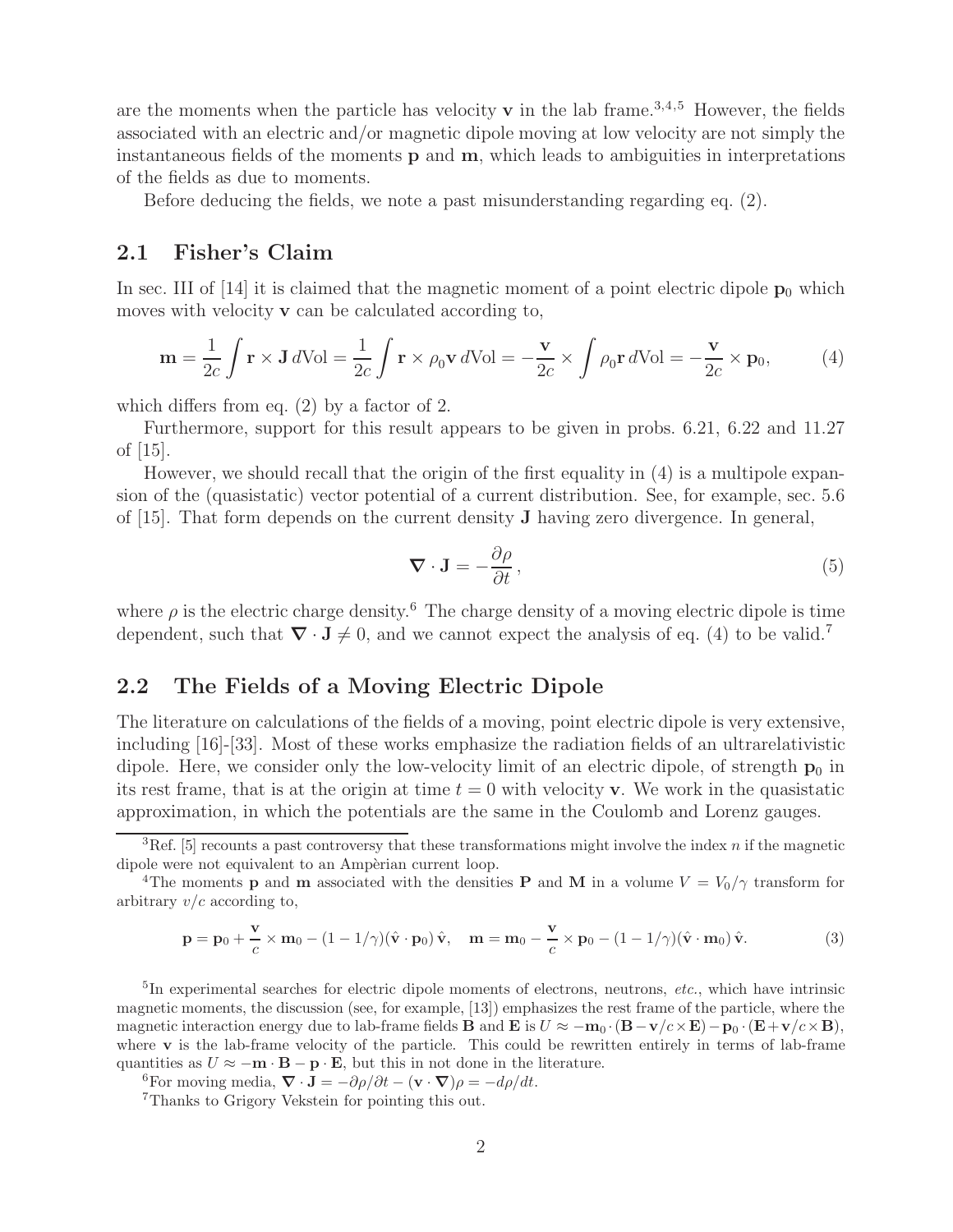are the moments when the particle has velocity $\mathbf{v}$ in the lab frame.[3,4,5] However, the fields associated with an electric and/or magnetic dipole moving at low velocity are not simply the instantaneous fields of the moments $\mathbf{p}$ and $\mathbf{m}$, which leads to ambiguities in interpretations of the fields as due to moments.

Before deducing the fields, we note a past misunderstanding regarding eq. (2).

## 2.1 Fisher's Claim

In sec. III of [14] it is claimed that the magnetic moment of a point electric dipole $\mathbf{p}_0$ which moves with velocity $\mathbf{v}$ can be calculated according to,

$$\mathbf{m} = \frac{1}{2c}\int \mathbf{r}\times\mathbf{J}\,d\text{Vol} = \frac{1}{2c}\int \mathbf{r}\times\rho_0\mathbf{v}\,d\text{Vol} = -\frac{\mathbf{v}}{2c}\times\int \rho_0\mathbf{r}\,d\text{Vol} = -\frac{\mathbf{v}}{2c}\times\mathbf{p}_0, \tag{4}$$

which differs from eq. (2) by a factor of 2.

Furthermore, support for this result appears to be given in probs. 6.21, 6.22 and 11.27 of [15].

However, we should recall that the origin of the first equality in (4) is a multipole expansion of the (quasistatic) vector potential of a current distribution. See, for example, sec. 5.6 of [15]. That form depends on the current density $\mathbf{J}$ having zero divergence. In general,

$$\boldsymbol{\nabla}\cdot\mathbf{J} = -\frac{\partial\rho}{\partial t}, \tag{5}$$

where $\rho$ is the electric charge density.[6] The charge density of a moving electric dipole is time dependent, such that $\boldsymbol{\nabla}\cdot\mathbf{J} \neq 0$, and we cannot expect the analysis of eq. (4) to be valid.[7]

## 2.2 The Fields of a Moving Electric Dipole

The literature on calculations of the fields of a moving, point electric dipole is very extensive, including [16]-[33]. Most of these works emphasize the radiation fields of an ultrarelativistic dipole. Here, we consider only the low-velocity limit of an electric dipole, of strength $\mathbf{p}_0$ in its rest frame, that is at the origin at time $t = 0$ with velocity $\mathbf{v}$. We work in the quasistatic approximation, in which the potentials are the same in the Coulomb and Lorenz gauges.

---

[3] Ref. [5] recounts a past controversy that these transformations might involve the index $n$ if the magnetic dipole were not equivalent to an Ampèrian current loop.

[4] The moments $\mathbf{p}$ and $\mathbf{m}$ associated with the densities $\mathbf{P}$ and $\mathbf{M}$ in a volume $V = V_0/\gamma$ transform for arbitrary $v/c$ according to,

$$\mathbf{p} = \mathbf{p}_0 + \frac{\mathbf{v}}{c}\times\mathbf{m}_0 - (1 - 1/\gamma)(\hat{\mathbf{v}}\cdot\mathbf{p}_0)\,\hat{\mathbf{v}}, \quad \mathbf{m} = \mathbf{m}_0 - \frac{\mathbf{v}}{c}\times\mathbf{p}_0 - (1 - 1/\gamma)(\hat{\mathbf{v}}\cdot\mathbf{m}_0)\,\hat{\mathbf{v}}. \tag{3}$$

[5] In experimental searches for electric dipole moments of electrons, neutrons, *etc.*, which have intrinsic magnetic moments, the discussion (see, for example, [13]) emphasizes the rest frame of the particle, where the magnetic interaction energy due to lab-frame fields $\mathbf{B}$ and $\mathbf{E}$ is $U \approx -\mathbf{m}_0\cdot(\mathbf{B} - \mathbf{v}/c\times\mathbf{E}) - \mathbf{p}_0\cdot(\mathbf{E} + \mathbf{v}/c\times\mathbf{B})$, where $\mathbf{v}$ is the lab-frame velocity of the particle. This could be rewritten entirely in terms of lab-frame quantities as $U \approx -\mathbf{m}\cdot\mathbf{B} - \mathbf{p}\cdot\mathbf{E}$, but this in not done in the literature.

[6] For moving media, $\boldsymbol{\nabla}\cdot\mathbf{J} = -\partial\rho/\partial t - (\mathbf{v}\cdot\boldsymbol{\nabla})\rho = -d\rho/dt$.

[7] Thanks to Grigory Vekstein for pointing this out.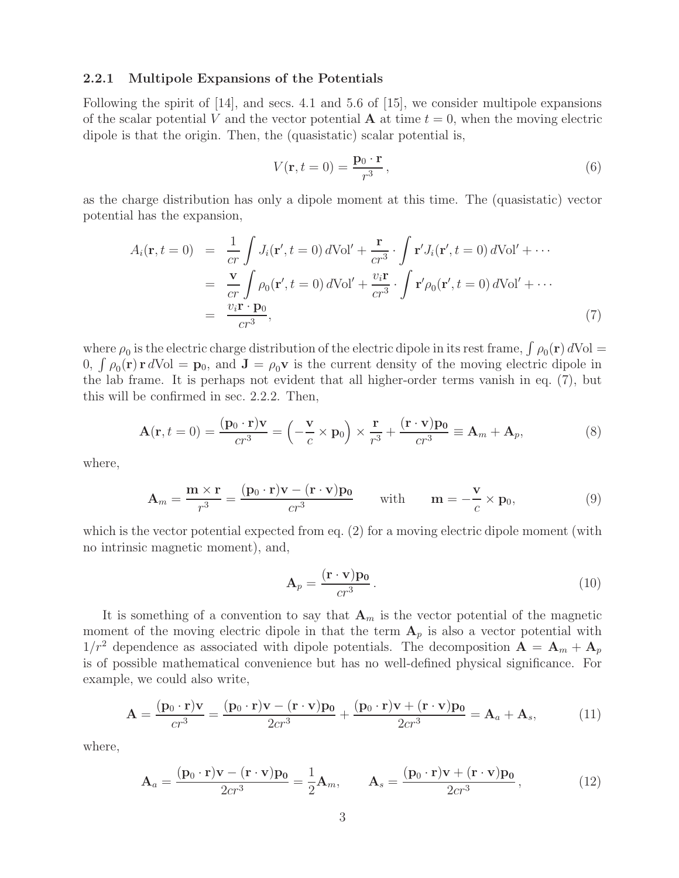### 2.2.1 Multipole Expansions of the Potentials

Following the spirit of [14], and secs. 4.1 and 5.6 of [15], we consider multipole expansions of the scalar potential $V$ and the vector potential $\mathbf{A}$ at time $t = 0$, when the moving electric dipole is that the origin. Then, the (quasistatic) scalar potential is,

$$V(\mathbf{r}, t = 0) = \frac{\mathbf{p}_0 \cdot \mathbf{r}}{r^3}\,, \tag{6}$$

as the charge distribution has only a dipole moment at this time. The (quasistatic) vector potential has the expansion,

$$\begin{aligned}
A_i(\mathbf{r}, t = 0) &= \frac{1}{cr}\int J_i(\mathbf{r}', t = 0)\, d\text{Vol}' + \frac{\mathbf{r}}{cr^3} \cdot \int \mathbf{r}' J_i(\mathbf{r}', t = 0)\, d\text{Vol}' + \cdots \\
&= \frac{\mathbf{v}}{cr}\int \rho_0(\mathbf{r}', t = 0)\, d\text{Vol}' + \frac{v_i \mathbf{r}}{cr^3} \cdot \int \mathbf{r}' \rho_0(\mathbf{r}', t = 0)\, d\text{Vol}' + \cdots \\
&= \frac{v_i \mathbf{r} \cdot \mathbf{p}_0}{cr^3},
\end{aligned} \tag{7}$$

where $\rho_0$ is the electric charge distribution of the electric dipole in its rest frame, $\int \rho_0(\mathbf{r})\, d\text{Vol} = 0$, $\int \rho_0(\mathbf{r})\, \mathbf{r}\, d\text{Vol} = \mathbf{p}_0$, and $\mathbf{J} = \rho_0 \mathbf{v}$ is the current density of the moving electric dipole in the lab frame. It is perhaps not evident that all higher-order terms vanish in eq. (7), but this will be confirmed in sec. 2.2.2. Then,

$$\mathbf{A}(\mathbf{r}, t = 0) = \frac{(\mathbf{p}_0 \cdot \mathbf{r})\mathbf{v}}{cr^3} = \left(-\frac{\mathbf{v}}{c} \times \mathbf{p}_0\right) \times \frac{\mathbf{r}}{r^3} + \frac{(\mathbf{r} \cdot \mathbf{v})\mathbf{p_0}}{cr^3} \equiv \mathbf{A}_m + \mathbf{A}_p, \tag{8}$$

where,

$$\mathbf{A}_m = \frac{\mathbf{m} \times \mathbf{r}}{r^3} = \frac{(\mathbf{p}_0 \cdot \mathbf{r})\mathbf{v} - (\mathbf{r} \cdot \mathbf{v})\mathbf{p_0}}{cr^3} \qquad \text{with} \qquad \mathbf{m} = -\frac{\mathbf{v}}{c} \times \mathbf{p}_0, \tag{9}$$

which is the vector potential expected from eq. (2) for a moving electric dipole moment (with no intrinsic magnetic moment), and,

$$\mathbf{A}_p = \frac{(\mathbf{r} \cdot \mathbf{v})\mathbf{p_0}}{cr^3}\,. \tag{10}$$

It is something of a convention to say that $\mathbf{A}_m$ is the vector potential of the magnetic moment of the moving electric dipole in that the term $\mathbf{A}_p$ is also a vector potential with $1/r^2$ dependence as associated with dipole potentials. The decomposition $\mathbf{A} = \mathbf{A}_m + \mathbf{A}_p$ is of possible mathematical convenience but has no well-defined physical significance. For example, we could also write,

$$\mathbf{A} = \frac{(\mathbf{p}_0 \cdot \mathbf{r})\mathbf{v}}{cr^3} = \frac{(\mathbf{p}_0 \cdot \mathbf{r})\mathbf{v} - (\mathbf{r} \cdot \mathbf{v})\mathbf{p_0}}{2cr^3} + \frac{(\mathbf{p}_0 \cdot \mathbf{r})\mathbf{v} + (\mathbf{r} \cdot \mathbf{v})\mathbf{p_0}}{2cr^3} = \mathbf{A}_a + \mathbf{A}_s, \tag{11}$$

where,

$$\mathbf{A}_a = \frac{(\mathbf{p}_0 \cdot \mathbf{r})\mathbf{v} - (\mathbf{r} \cdot \mathbf{v})\mathbf{p_0}}{2cr^3} = \frac{1}{2}\mathbf{A}_m, \qquad \mathbf{A}_s = \frac{(\mathbf{p}_0 \cdot \mathbf{r})\mathbf{v} + (\mathbf{r} \cdot \mathbf{v})\mathbf{p_0}}{2cr^3}\,, \tag{12}$$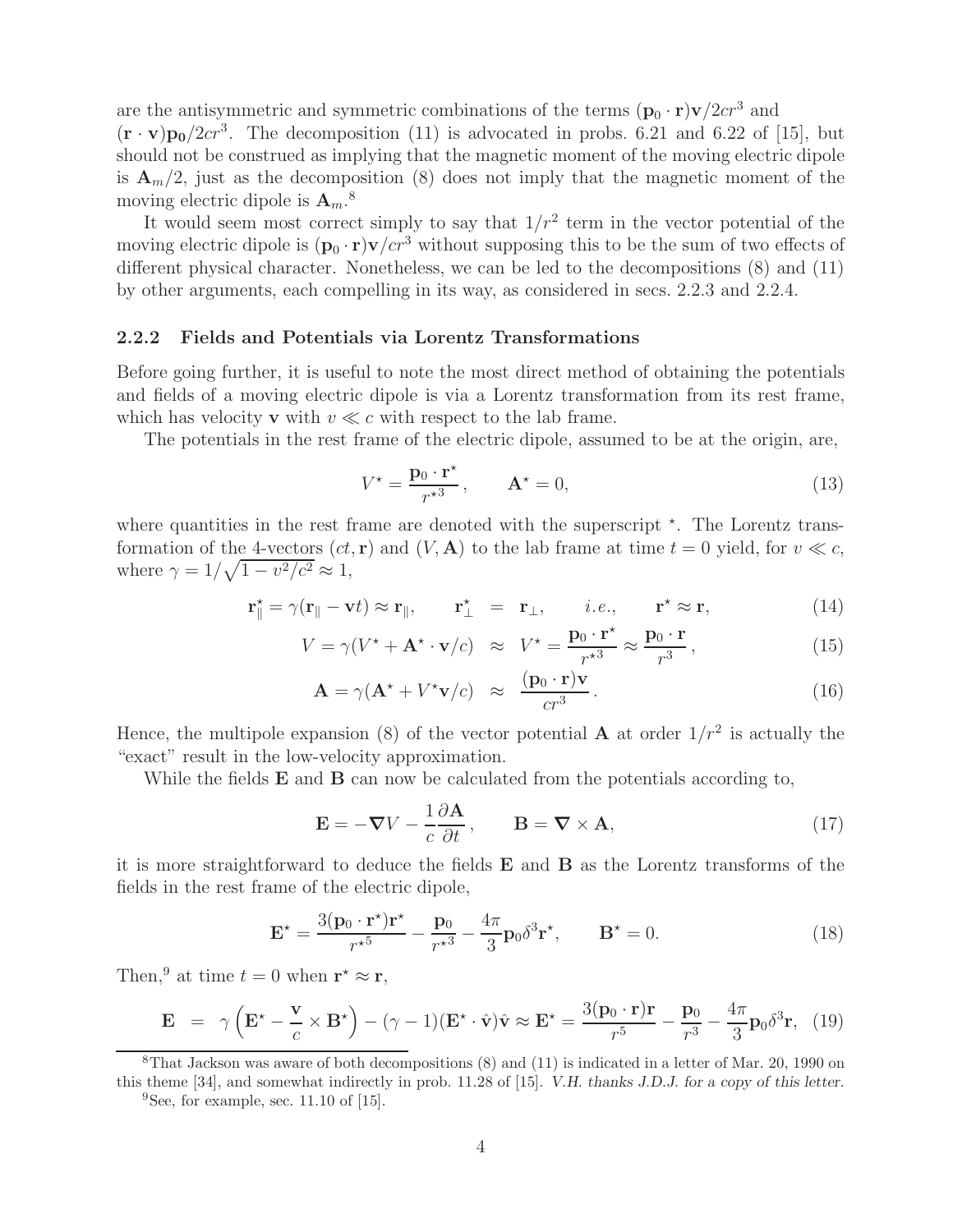are the antisymmetric and symmetric combinations of the terms $(\mathbf{p}_0 \cdot \mathbf{r})\mathbf{v}/2cr^3$ and $(\mathbf{r} \cdot \mathbf{v})\mathbf{p_0}/2cr^3$. The decomposition (11) is advocated in probs. 6.21 and 6.22 of [15], but should not be construed as implying that the magnetic moment of the moving electric dipole is $\mathbf{A}_m/2$, just as the decomposition (8) does not imply that the magnetic moment of the moving electric dipole is $\mathbf{A}_m$.[8]

It would seem most correct simply to say that $1/r^2$ term in the vector potential of the moving electric dipole is $(\mathbf{p}_0 \cdot \mathbf{r})\mathbf{v}/cr^3$ without supposing this to be the sum of two effects of different physical character. Nonetheless, we can be led to the decompositions (8) and (11) by other arguments, each compelling in its way, as considered in secs. 2.2.3 and 2.2.4.

### 2.2.2 Fields and Potentials via Lorentz Transformations

Before going further, it is useful to note the most direct method of obtaining the potentials and fields of a moving electric dipole is via a Lorentz transformation from its rest frame, which has velocity $\mathbf{v}$ with $v \ll c$ with respect to the lab frame.

The potentials in the rest frame of the electric dipole, assumed to be at the origin, are,

$$V^\star = \frac{\mathbf{p}_0 \cdot \mathbf{r}^\star}{r^{\star 3}}, \qquad \mathbf{A}^\star = 0, \tag{13}$$

where quantities in the rest frame are denoted with the superscript $^\star$. The Lorentz transformation of the 4-vectors $(ct, \mathbf{r})$ and $(V, \mathbf{A})$ to the lab frame at time $t = 0$ yield, for $v \ll c$, where $\gamma = 1/\sqrt{1 - v^2/c^2} \approx 1$,

$$\mathbf{r}^\star_\parallel = \gamma(\mathbf{r}_\parallel - \mathbf{v}t) \approx \mathbf{r}_\parallel, \qquad \mathbf{r}^\star_\perp = \mathbf{r}_\perp, \qquad i.e., \qquad \mathbf{r}^\star \approx \mathbf{r}, \tag{14}$$

$$V = \gamma(V^\star + \mathbf{A}^\star \cdot \mathbf{v}/c) \approx V^\star = \frac{\mathbf{p}_0 \cdot \mathbf{r}^\star}{r^{\star 3}} \approx \frac{\mathbf{p}_0 \cdot \mathbf{r}}{r^3}, \tag{15}$$

$$\mathbf{A} = \gamma(\mathbf{A}^\star + V^\star \mathbf{v}/c) \approx \frac{(\mathbf{p}_0 \cdot \mathbf{r})\mathbf{v}}{cr^3}. \tag{16}$$

Hence, the multipole expansion (8) of the vector potential $\mathbf{A}$ at order $1/r^2$ is actually the "exact" result in the low-velocity approximation.

While the fields $\mathbf{E}$ and $\mathbf{B}$ can now be calculated from the potentials according to,

$$\mathbf{E} = -\boldsymbol{\nabla} V - \frac{1}{c}\frac{\partial \mathbf{A}}{\partial t}, \qquad \mathbf{B} = \boldsymbol{\nabla} \times \mathbf{A}, \tag{17}$$

it is more straightforward to deduce the fields $\mathbf{E}$ and $\mathbf{B}$ as the Lorentz transforms of the fields in the rest frame of the electric dipole,

$$\mathbf{E}^\star = \frac{3(\mathbf{p}_0 \cdot \mathbf{r}^\star)\mathbf{r}^\star}{r^{\star 5}} - \frac{\mathbf{p}_0}{r^{\star 3}} - \frac{4\pi}{3}\mathbf{p}_0 \delta^3 \mathbf{r}^\star, \qquad \mathbf{B}^\star = 0. \tag{18}$$

Then,[9] at time $t = 0$ when $\mathbf{r}^\star \approx \mathbf{r}$,

$$\mathbf{E} = \gamma\left(\mathbf{E}^\star - \frac{\mathbf{v}}{c} \times \mathbf{B}^\star\right) - (\gamma - 1)(\mathbf{E}^\star \cdot \hat{\mathbf{v}})\hat{\mathbf{v}} \approx \mathbf{E}^\star = \frac{3(\mathbf{p}_0 \cdot \mathbf{r})\mathbf{r}}{r^5} - \frac{\mathbf{p}_0}{r^3} - \frac{4\pi}{3}\mathbf{p}_0 \delta^3 \mathbf{r}, \tag{19}$$

---

[8] That Jackson was aware of both decompositions (8) and (11) is indicated in a letter of Mar. 20, 1990 on this theme [34], and somewhat indirectly in prob. 11.28 of [15]. *V.H. thanks J.D.J. for a copy of this letter.*

[9] See, for example, sec. 11.10 of [15].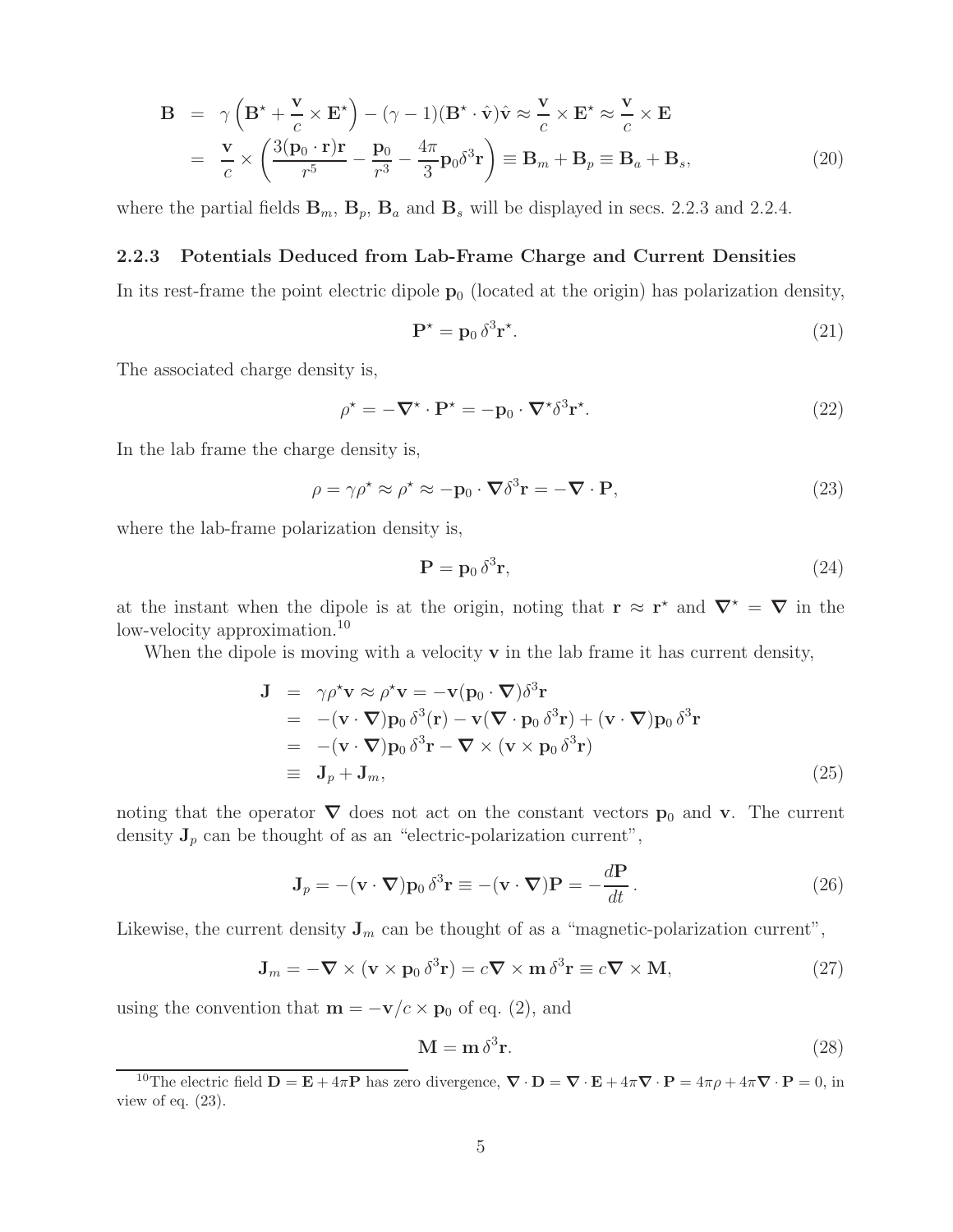$$
\begin{aligned}
\mathbf{B} &= \gamma\left(\mathbf{B}^\star + \frac{\mathbf{v}}{c}\times\mathbf{E}^\star\right) - (\gamma-1)(\mathbf{B}^\star\cdot\hat{\mathbf{v}})\hat{\mathbf{v}} \approx \frac{\mathbf{v}}{c}\times\mathbf{E}^\star \approx \frac{\mathbf{v}}{c}\times\mathbf{E} \\
&= \frac{\mathbf{v}}{c}\times\left(\frac{3(\mathbf{p}_0\cdot\mathbf{r})\mathbf{r}}{r^5} - \frac{\mathbf{p}_0}{r^3} - \frac{4\pi}{3}\mathbf{p}_0\delta^3\mathbf{r}\right) \equiv \mathbf{B}_m + \mathbf{B}_p \equiv \mathbf{B}_a + \mathbf{B}_s,
\end{aligned}
\tag{20}
$$

where the partial fields $\mathbf{B}_m$, $\mathbf{B}_p$, $\mathbf{B}_a$ and $\mathbf{B}_s$ will be displayed in secs. 2.2.3 and 2.2.4.

### 2.2.3 Potentials Deduced from Lab-Frame Charge and Current Densities

In its rest-frame the point electric dipole $\mathbf{p}_0$ (located at the origin) has polarization density,

$$
\mathbf{P}^\star = \mathbf{p}_0\,\delta^3\mathbf{r}^\star. \tag{21}
$$

The associated charge density is,

$$
\rho^\star = -\boldsymbol{\nabla}^\star\cdot\mathbf{P}^\star = -\mathbf{p}_0\cdot\boldsymbol{\nabla}^\star\delta^3\mathbf{r}^\star. \tag{22}
$$

In the lab frame the charge density is,

$$
\rho = \gamma\rho^\star \approx \rho^\star \approx -\mathbf{p}_0\cdot\boldsymbol{\nabla}\delta^3\mathbf{r} = -\boldsymbol{\nabla}\cdot\mathbf{P}, \tag{23}
$$

where the lab-frame polarization density is,

$$
\mathbf{P} = \mathbf{p}_0\,\delta^3\mathbf{r}, \tag{24}
$$

at the instant when the dipole is at the origin, noting that $\mathbf{r}\approx\mathbf{r}^\star$ and $\boldsymbol{\nabla}^\star = \boldsymbol{\nabla}$ in the low-velocity approximation.[10]

When the dipole is moving with a velocity $\mathbf{v}$ in the lab frame it has current density,

$$
\begin{aligned}
\mathbf{J} &= \gamma\rho^\star\mathbf{v} \approx \rho^\star\mathbf{v} = -\mathbf{v}(\mathbf{p}_0\cdot\boldsymbol{\nabla})\delta^3\mathbf{r} \\
&= -(\mathbf{v}\cdot\boldsymbol{\nabla})\mathbf{p}_0\,\delta^3(\mathbf{r}) - \mathbf{v}(\boldsymbol{\nabla}\cdot\mathbf{p}_0\,\delta^3\mathbf{r}) + (\mathbf{v}\cdot\boldsymbol{\nabla})\mathbf{p}_0\,\delta^3\mathbf{r} \\
&= -(\mathbf{v}\cdot\boldsymbol{\nabla})\mathbf{p}_0\,\delta^3\mathbf{r} - \boldsymbol{\nabla}\times(\mathbf{v}\times\mathbf{p}_0\,\delta^3\mathbf{r}) \\
&\equiv \mathbf{J}_p + \mathbf{J}_m,
\end{aligned}
\tag{25}
$$

noting that the operator $\boldsymbol{\nabla}$ does not act on the constant vectors $\mathbf{p}_0$ and $\mathbf{v}$. The current density $\mathbf{J}_p$ can be thought of as an "electric-polarization current",

$$
\mathbf{J}_p = -(\mathbf{v}\cdot\boldsymbol{\nabla})\mathbf{p}_0\,\delta^3\mathbf{r} \equiv -(\mathbf{v}\cdot\boldsymbol{\nabla})\mathbf{P} = -\frac{d\mathbf{P}}{dt}. \tag{26}
$$

Likewise, the current density $\mathbf{J}_m$ can be thought of as a "magnetic-polarization current",

$$
\mathbf{J}_m = -\boldsymbol{\nabla}\times(\mathbf{v}\times\mathbf{p}_0\,\delta^3\mathbf{r}) = c\boldsymbol{\nabla}\times\mathbf{m}\,\delta^3\mathbf{r} \equiv c\boldsymbol{\nabla}\times\mathbf{M}, \tag{27}
$$

using the convention that $\mathbf{m} = -\mathbf{v}/c\times\mathbf{p}_0$ of eq. (2), and

$$
\mathbf{M} = \mathbf{m}\,\delta^3\mathbf{r}. \tag{28}
$$

---

[10] The electric field $\mathbf{D} = \mathbf{E} + 4\pi\mathbf{P}$ has zero divergence, $\boldsymbol{\nabla}\cdot\mathbf{D} = \boldsymbol{\nabla}\cdot\mathbf{E} + 4\pi\boldsymbol{\nabla}\cdot\mathbf{P} = 4\pi\rho + 4\pi\boldsymbol{\nabla}\cdot\mathbf{P} = 0$, in view of eq. (23).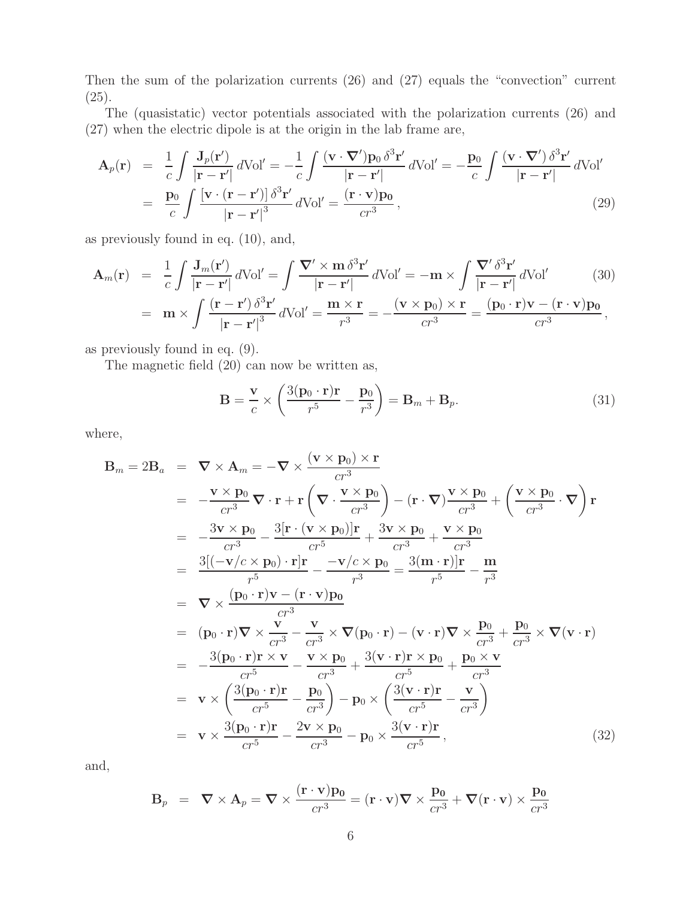Then the sum of the polarization currents (26) and (27) equals the "convection" current (25).

The (quasistatic) vector potentials associated with the polarization currents (26) and (27) when the electric dipole is at the origin in the lab frame are,

$$
\begin{aligned}
\mathbf{A}_p(\mathbf{r}) &= \frac{1}{c}\int \frac{\mathbf{J}_p(\mathbf{r}')}{|\mathbf{r}-\mathbf{r}'|}\,d\mathrm{Vol}' = -\frac{1}{c}\int \frac{(\mathbf{v}\cdot\boldsymbol{\nabla}')\mathbf{p}_0\,\delta^3\mathbf{r}'}{|\mathbf{r}-\mathbf{r}'|}\,d\mathrm{Vol}' = -\frac{\mathbf{p}_0}{c}\int \frac{(\mathbf{v}\cdot\boldsymbol{\nabla}')\,\delta^3\mathbf{r}'}{|\mathbf{r}-\mathbf{r}'|}\,d\mathrm{Vol}' \\
&= \frac{\mathbf{p}_0}{c}\int \frac{[\mathbf{v}\cdot(\mathbf{r}-\mathbf{r}')]\,\delta^3\mathbf{r}'}{|\mathbf{r}-\mathbf{r}'|^3}\,d\mathrm{Vol}' = \frac{(\mathbf{r}\cdot\mathbf{v})\mathbf{p_0}}{cr^3}\,, \qquad (29)
\end{aligned}
$$

as previously found in eq. (10), and,

$$
\begin{aligned}
\mathbf{A}_m(\mathbf{r}) &= \frac{1}{c}\int \frac{\mathbf{J}_m(\mathbf{r}')}{|\mathbf{r}-\mathbf{r}'|}\,d\mathrm{Vol}' = \int \frac{\boldsymbol{\nabla}'\times\mathbf{m}\,\delta^3\mathbf{r}'}{|\mathbf{r}-\mathbf{r}'|}\,d\mathrm{Vol}' = -\mathbf{m}\times\int \frac{\boldsymbol{\nabla}'\,\delta^3\mathbf{r}'}{|\mathbf{r}-\mathbf{r}'|}\,d\mathrm{Vol}' \qquad (30) \\
&= \mathbf{m}\times\int \frac{(\mathbf{r}-\mathbf{r}')\,\delta^3\mathbf{r}'}{|\mathbf{r}-\mathbf{r}'|^3}\,d\mathrm{Vol}' = \frac{\mathbf{m}\times\mathbf{r}}{r^3} = -\frac{(\mathbf{v}\times\mathbf{p}_0)\times\mathbf{r}}{cr^3} = \frac{(\mathbf{p}_0\cdot\mathbf{r})\mathbf{v}-(\mathbf{r}\cdot\mathbf{v})\mathbf{p_0}}{cr^3}\,,
\end{aligned}
$$

as previously found in eq. (9).

The magnetic field (20) can now be written as,

$$
\mathbf{B} = \frac{\mathbf{v}}{c}\times\left(\frac{3(\mathbf{p}_0\cdot\mathbf{r})\mathbf{r}}{r^5} - \frac{\mathbf{p}_0}{r^3}\right) = \mathbf{B}_m + \mathbf{B}_p. \qquad (31)
$$

where,

$$
\begin{aligned}
\mathbf{B}_m = 2\mathbf{B}_a &= \boldsymbol{\nabla}\times\mathbf{A}_m = -\boldsymbol{\nabla}\times\frac{(\mathbf{v}\times\mathbf{p}_0)\times\mathbf{r}}{cr^3} \\
&= -\frac{\mathbf{v}\times\mathbf{p}_0}{cr^3}\,\boldsymbol{\nabla}\cdot\mathbf{r} + \mathbf{r}\left(\boldsymbol{\nabla}\cdot\frac{\mathbf{v}\times\mathbf{p}_0}{cr^3}\right) - (\mathbf{r}\cdot\boldsymbol{\nabla})\frac{\mathbf{v}\times\mathbf{p}_0}{cr^3} + \left(\frac{\mathbf{v}\times\mathbf{p}_0}{cr^3}\cdot\boldsymbol{\nabla}\right)\mathbf{r} \\
&= -\frac{3\mathbf{v}\times\mathbf{p}_0}{cr^3} - \frac{3[\mathbf{r}\cdot(\mathbf{v}\times\mathbf{p}_0)]\mathbf{r}}{cr^5} + \frac{3\mathbf{v}\times\mathbf{p}_0}{cr^3} + \frac{\mathbf{v}\times\mathbf{p}_0}{cr^3} \\
&= \frac{3[(-\mathbf{v}/c\times\mathbf{p}_0)\cdot\mathbf{r}]\mathbf{r}}{r^5} - \frac{-\mathbf{v}/c\times\mathbf{p}_0}{r^3} = \frac{3(\mathbf{m}\cdot\mathbf{r})]\mathbf{r}}{r^5} - \frac{\mathbf{m}}{r^3} \\
&= \boldsymbol{\nabla}\times\frac{(\mathbf{p}_0\cdot\mathbf{r})\mathbf{v}-(\mathbf{r}\cdot\mathbf{v})\mathbf{p_0}}{cr^3} \\
&= (\mathbf{p}_0\cdot\mathbf{r})\boldsymbol{\nabla}\times\frac{\mathbf{v}}{cr^3} - \frac{\mathbf{v}}{cr^3}\times\boldsymbol{\nabla}(\mathbf{p}_0\cdot\mathbf{r}) - (\mathbf{v}\cdot\mathbf{r})\boldsymbol{\nabla}\times\frac{\mathbf{p}_0}{cr^3} + \frac{\mathbf{p}_0}{cr^3}\times\boldsymbol{\nabla}(\mathbf{v}\cdot\mathbf{r}) \\
&= -\frac{3(\mathbf{p}_0\cdot\mathbf{r})\mathbf{r}\times\mathbf{v}}{cr^5} - \frac{\mathbf{v}\times\mathbf{p}_0}{cr^3} + \frac{3(\mathbf{v}\cdot\mathbf{r})\mathbf{r}\times\mathbf{p}_0}{cr^5} + \frac{\mathbf{p}_0\times\mathbf{v}}{cr^3} \\
&= \mathbf{v}\times\left(\frac{3(\mathbf{p}_0\cdot\mathbf{r})\mathbf{r}}{cr^5} - \frac{\mathbf{p}_0}{cr^3}\right) - \mathbf{p}_0\times\left(\frac{3(\mathbf{v}\cdot\mathbf{r})\mathbf{r}}{cr^5} - \frac{\mathbf{v}}{cr^3}\right) \\
&= \mathbf{v}\times\frac{3(\mathbf{p}_0\cdot\mathbf{r})\mathbf{r}}{cr^5} - \frac{2\mathbf{v}\times\mathbf{p}_0}{cr^3} - \mathbf{p}_0\times\frac{3(\mathbf{v}\cdot\mathbf{r})\mathbf{r}}{cr^5}\,, \qquad (32)
\end{aligned}
$$

and,

$$
\mathbf{B}_p = \boldsymbol{\nabla}\times\mathbf{A}_p = \boldsymbol{\nabla}\times\frac{(\mathbf{r}\cdot\mathbf{v})\mathbf{p_0}}{cr^3} = (\mathbf{r}\cdot\mathbf{v})\boldsymbol{\nabla}\times\frac{\mathbf{p_0}}{cr^3} + \boldsymbol{\nabla}(\mathbf{r}\cdot\mathbf{v})\times\frac{\mathbf{p_0}}{cr^3}
$$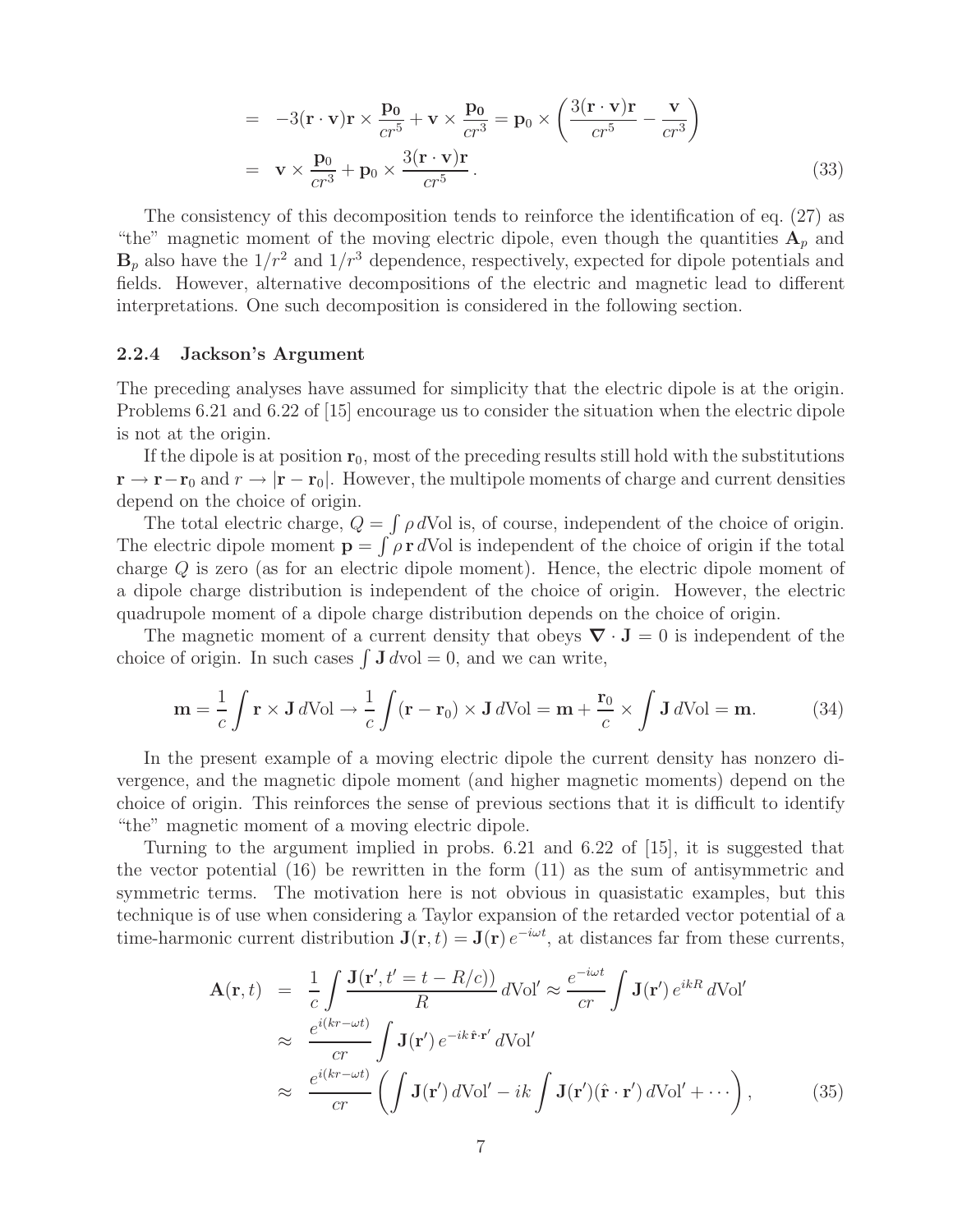$$
\begin{aligned}
&= -3(\mathbf{r}\cdot\mathbf{v})\mathbf{r}\times\frac{\mathbf{p_0}}{cr^5} + \mathbf{v}\times\frac{\mathbf{p_0}}{cr^3} = \mathbf{p}_0\times\left(\frac{3(\mathbf{r}\cdot\mathbf{v})\mathbf{r}}{cr^5} - \frac{\mathbf{v}}{cr^3}\right) \\
&= \mathbf{v}\times\frac{\mathbf{p}_0}{cr^3} + \mathbf{p}_0\times\frac{3(\mathbf{r}\cdot\mathbf{v})\mathbf{r}}{cr^5}\,. \qquad (33)
\end{aligned}
$$

The consistency of this decomposition tends to reinforce the identification of eq. (27) as "the" magnetic moment of the moving electric dipole, even though the quantities $\mathbf{A}_p$ and $\mathbf{B}_p$ also have the $1/r^2$ and $1/r^3$ dependence, respectively, expected for dipole potentials and fields. However, alternative decompositions of the electric and magnetic lead to different interpretations. One such decomposition is considered in the following section.

### 2.2.4 Jackson's Argument

The preceding analyses have assumed for simplicity that the electric dipole is at the origin. Problems 6.21 and 6.22 of [15] encourage us to consider the situation when the electric dipole is not at the origin.

If the dipole is at position $\mathbf{r}_0$, most of the preceding results still hold with the substitutions $\mathbf{r} \to \mathbf{r} - \mathbf{r}_0$ and $r \to |\mathbf{r} - \mathbf{r}_0|$. However, the multipole moments of charge and current densities depend on the choice of origin.

The total electric charge, $Q = \int \rho\, d\text{Vol}$ is, of course, independent of the choice of origin. The electric dipole moment $\mathbf{p} = \int \rho\, \mathbf{r}\, d\text{Vol}$ is independent of the choice of origin if the total charge $Q$ is zero (as for an electric dipole moment). Hence, the electric dipole moment of a dipole charge distribution is independent of the choice of origin. However, the electric quadrupole moment of a dipole charge distribution depends on the choice of origin.

The magnetic moment of a current density that obeys $\boldsymbol{\nabla}\cdot\mathbf{J} = 0$ is independent of the choice of origin. In such cases $\int \mathbf{J}\, d\text{vol} = 0$, and we can write,

$$
\mathbf{m} = \frac{1}{c}\int \mathbf{r}\times\mathbf{J}\, d\text{Vol} \to \frac{1}{c}\int (\mathbf{r} - \mathbf{r}_0)\times\mathbf{J}\, d\text{Vol} = \mathbf{m} + \frac{\mathbf{r}_0}{c}\times\int \mathbf{J}\, d\text{Vol} = \mathbf{m}. \qquad (34)
$$

In the present example of a moving electric dipole the current density has nonzero divergence, and the magnetic dipole moment (and higher magnetic moments) depend on the choice of origin. This reinforces the sense of previous sections that it is difficult to identify "the" magnetic moment of a moving electric dipole.

Turning to the argument implied in probs. 6.21 and 6.22 of [15], it is suggested that the vector potential (16) be rewritten in the form (11) as the sum of antisymmetric and symmetric terms. The motivation here is not obvious in quasistatic examples, but this technique is of use when considering a Taylor expansion of the retarded vector potential of a time-harmonic current distribution $\mathbf{J}(\mathbf{r}, t) = \mathbf{J}(\mathbf{r})\, e^{-i\omega t}$, at distances far from these currents,

$$
\begin{aligned}
\mathbf{A}(\mathbf{r}, t) &= \frac{1}{c}\int \frac{\mathbf{J}(\mathbf{r}', t' = t - R/c))}{R}\, d\text{Vol}' \approx \frac{e^{-i\omega t}}{cr}\int \mathbf{J}(\mathbf{r}')\, e^{ikR}\, d\text{Vol}' \\
&\approx \frac{e^{i(kr - \omega t)}}{cr}\int \mathbf{J}(\mathbf{r}')\, e^{-ik\hat{\mathbf{r}}\cdot\mathbf{r}'}\, d\text{Vol}' \\
&\approx \frac{e^{i(kr - \omega t)}}{cr}\left(\int \mathbf{J}(\mathbf{r}')\, d\text{Vol}' - ik\int \mathbf{J}(\mathbf{r}')(\hat{\mathbf{r}}\cdot\mathbf{r}')\, d\text{Vol}' + \cdots\right), \qquad (35)
\end{aligned}
$$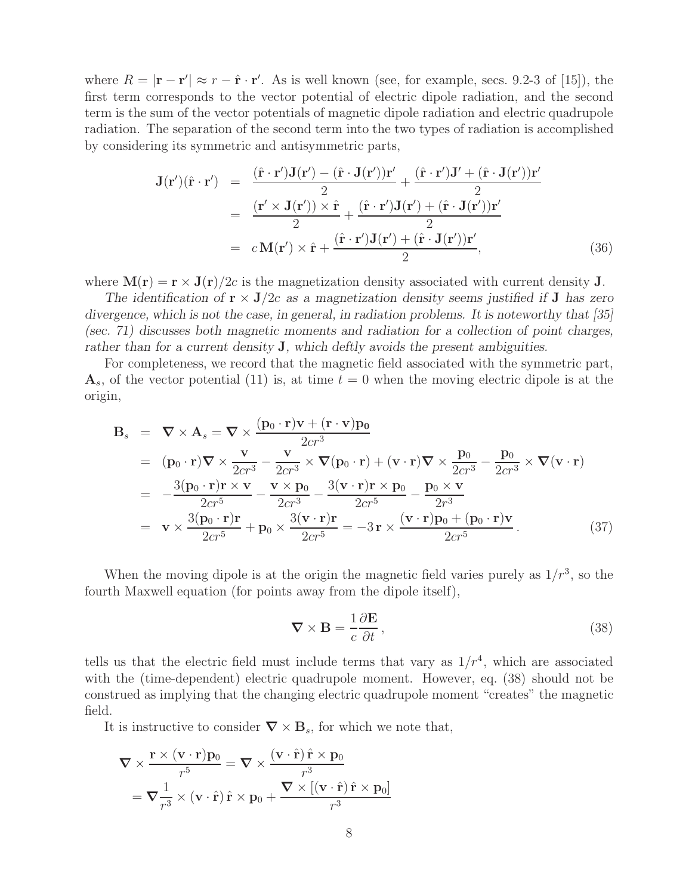where $R = |\mathbf{r} - \mathbf{r}'| \approx r - \hat{\mathbf{r}} \cdot \mathbf{r}'$. As is well known (see, for example, secs. 9.2-3 of [15]), the first term corresponds to the vector potential of electric dipole radiation, and the second term is the sum of the vector potentials of magnetic dipole radiation and electric quadrupole radiation. The separation of the second term into the two types of radiation is accomplished by considering its symmetric and antisymmetric parts,

$$
\begin{aligned}
\mathbf{J}(\mathbf{r}')(\hat{\mathbf{r}} \cdot \mathbf{r}') &= \frac{(\hat{\mathbf{r}} \cdot \mathbf{r}')\mathbf{J}(\mathbf{r}') - (\hat{\mathbf{r}} \cdot \mathbf{J}(\mathbf{r}'))\mathbf{r}'}{2} + \frac{(\hat{\mathbf{r}} \cdot \mathbf{r}')\mathbf{J}' + (\hat{\mathbf{r}} \cdot \mathbf{J}(\mathbf{r}'))\mathbf{r}'}{2} \\
&= \frac{(\mathbf{r}' \times \mathbf{J}(\mathbf{r}')) \times \hat{\mathbf{r}}}{2} + \frac{(\hat{\mathbf{r}} \cdot \mathbf{r}')\mathbf{J}(\mathbf{r}') + (\hat{\mathbf{r}} \cdot \mathbf{J}(\mathbf{r}'))\mathbf{r}'}{2} \\
&= c\,\mathbf{M}(\mathbf{r}') \times \hat{\mathbf{r}} + \frac{(\hat{\mathbf{r}} \cdot \mathbf{r}')\mathbf{J}(\mathbf{r}') + (\hat{\mathbf{r}} \cdot \mathbf{J}(\mathbf{r}'))\mathbf{r}'}{2},
\end{aligned} \tag{36}
$$

where $\mathbf{M}(\mathbf{r}) = \mathbf{r} \times \mathbf{J}(\mathbf{r})/2c$ is the magnetization density associated with current density $\mathbf{J}$.

*The identification of $\mathbf{r} \times \mathbf{J}/2c$ as a magnetization density seems justified if $\mathbf{J}$ has zero divergence, which is not the case, in general, in radiation problems. It is noteworthy that [35] (sec. 71) discusses both magnetic moments and radiation for a collection of point charges, rather than for a current density $\mathbf{J}$, which deftly avoids the present ambiguities.*

For completeness, we record that the magnetic field associated with the symmetric part, $\mathbf{A}_s$, of the vector potential (11) is, at time $t = 0$ when the moving electric dipole is at the origin,

$$
\begin{aligned}
\mathbf{B}_s &= \boldsymbol{\nabla} \times \mathbf{A}_s = \boldsymbol{\nabla} \times \frac{(\mathbf{p}_0 \cdot \mathbf{r})\mathbf{v} + (\mathbf{r} \cdot \mathbf{v})\mathbf{p_0}}{2cr^3} \\
&= (\mathbf{p}_0 \cdot \mathbf{r})\boldsymbol{\nabla} \times \frac{\mathbf{v}}{2cr^3} - \frac{\mathbf{v}}{2cr^3} \times \boldsymbol{\nabla}(\mathbf{p}_0 \cdot \mathbf{r}) + (\mathbf{v} \cdot \mathbf{r})\boldsymbol{\nabla} \times \frac{\mathbf{p}_0}{2cr^3} - \frac{\mathbf{p}_0}{2cr^3} \times \boldsymbol{\nabla}(\mathbf{v} \cdot \mathbf{r}) \\
&= -\frac{3(\mathbf{p}_0 \cdot \mathbf{r})\mathbf{r} \times \mathbf{v}}{2cr^5} - \frac{\mathbf{v} \times \mathbf{p}_0}{2cr^3} - \frac{3(\mathbf{v} \cdot \mathbf{r})\mathbf{r} \times \mathbf{p}_0}{2cr^5} - \frac{\mathbf{p}_0 \times \mathbf{v}}{2r^3} \\
&= \mathbf{v} \times \frac{3(\mathbf{p}_0 \cdot \mathbf{r})\mathbf{r}}{2cr^5} + \mathbf{p}_0 \times \frac{3(\mathbf{v} \cdot \mathbf{r})\mathbf{r}}{2cr^5} = -3\,\mathbf{r} \times \frac{(\mathbf{v} \cdot \mathbf{r})\mathbf{p}_0 + (\mathbf{p}_0 \cdot \mathbf{r})\mathbf{v}}{2cr^5}\,.
\end{aligned} \tag{37}
$$

When the moving dipole is at the origin the magnetic field varies purely as $1/r^3$, so the fourth Maxwell equation (for points away from the dipole itself),

$$
\boldsymbol{\nabla} \times \mathbf{B} = \frac{1}{c}\frac{\partial \mathbf{E}}{\partial t}\,, \tag{38}
$$

tells us that the electric field must include terms that vary as $1/r^4$, which are associated with the (time-dependent) electric quadrupole moment. However, eq. (38) should not be construed as implying that the changing electric quadrupole moment "creates" the magnetic field.

It is instructive to consider $\boldsymbol{\nabla} \times \mathbf{B}_s$, for which we note that,

$$
\begin{aligned}
&\boldsymbol{\nabla} \times \frac{\mathbf{r} \times (\mathbf{v} \cdot \mathbf{r})\mathbf{p}_0}{r^5} = \boldsymbol{\nabla} \times \frac{(\mathbf{v} \cdot \hat{\mathbf{r}})\,\hat{\mathbf{r}} \times \mathbf{p}_0}{r^3} \\
&= \boldsymbol{\nabla}\frac{1}{r^3} \times (\mathbf{v} \cdot \hat{\mathbf{r}})\,\hat{\mathbf{r}} \times \mathbf{p}_0 + \frac{\boldsymbol{\nabla} \times [(\mathbf{v} \cdot \hat{\mathbf{r}})\,\hat{\mathbf{r}} \times \mathbf{p}_0]}{r^3}
\end{aligned}
$$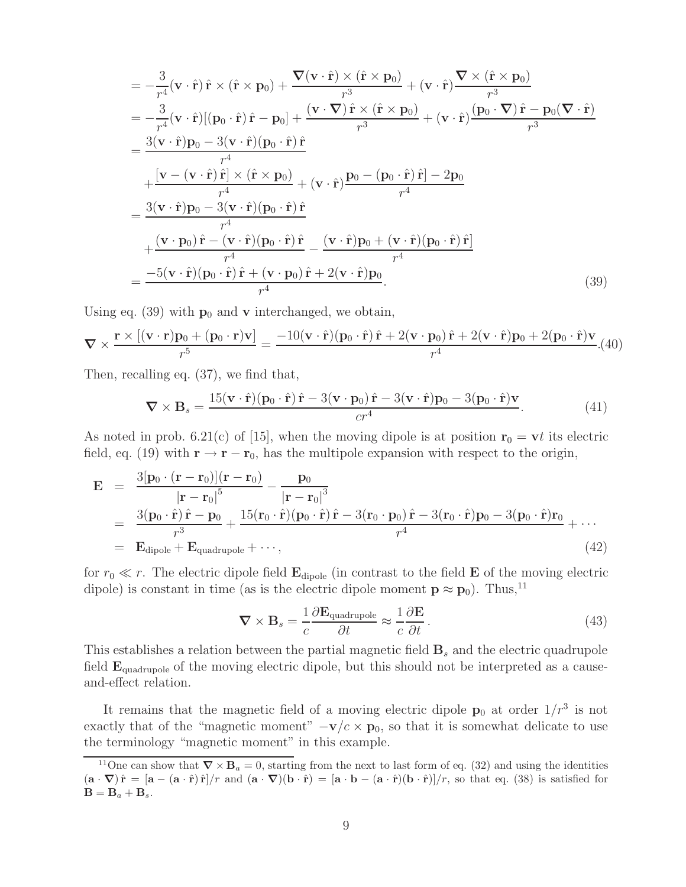$$
\begin{aligned}
&= -\frac{3}{r^4}(\mathbf{v}\cdot\hat{\mathbf{r}})\,\hat{\mathbf{r}}\times(\hat{\mathbf{r}}\times\mathbf{p}_0) + \frac{\boldsymbol{\nabla}(\mathbf{v}\cdot\hat{\mathbf{r}})\times(\hat{\mathbf{r}}\times\mathbf{p}_0)}{r^3} + (\mathbf{v}\cdot\hat{\mathbf{r}})\frac{\boldsymbol{\nabla}\times(\hat{\mathbf{r}}\times\mathbf{p}_0)}{r^3} \\
&= -\frac{3}{r^4}(\mathbf{v}\cdot\hat{\mathbf{r}})[(\mathbf{p}_0\cdot\hat{\mathbf{r}})\,\hat{\mathbf{r}} - \mathbf{p}_0] + \frac{(\mathbf{v}\cdot\boldsymbol{\nabla})\,\hat{\mathbf{r}}\times(\hat{\mathbf{r}}\times\mathbf{p}_0)}{r^3} + (\mathbf{v}\cdot\hat{\mathbf{r}})\frac{(\mathbf{p}_0\cdot\boldsymbol{\nabla})\,\hat{\mathbf{r}} - \mathbf{p}_0(\boldsymbol{\nabla}\cdot\hat{\mathbf{r}})}{r^3} \\
&= \frac{3(\mathbf{v}\cdot\hat{\mathbf{r}})\mathbf{p}_0 - 3(\mathbf{v}\cdot\hat{\mathbf{r}})(\mathbf{p}_0\cdot\hat{\mathbf{r}})\,\hat{\mathbf{r}}}{r^4} \\
&\quad + \frac{[\mathbf{v} - (\mathbf{v}\cdot\hat{\mathbf{r}})\,\hat{\mathbf{r}}]\times(\hat{\mathbf{r}}\times\mathbf{p}_0)}{r^4} + (\mathbf{v}\cdot\hat{\mathbf{r}})\frac{\mathbf{p}_0 - (\mathbf{p}_0\cdot\hat{\mathbf{r}})\,\hat{\mathbf{r}}] - 2\mathbf{p}_0}{r^4} \\
&= \frac{3(\mathbf{v}\cdot\hat{\mathbf{r}})\mathbf{p}_0 - 3(\mathbf{v}\cdot\hat{\mathbf{r}})(\mathbf{p}_0\cdot\hat{\mathbf{r}})\,\hat{\mathbf{r}}}{r^4} \\
&\quad + \frac{(\mathbf{v}\cdot\mathbf{p}_0)\,\hat{\mathbf{r}} - (\mathbf{v}\cdot\hat{\mathbf{r}})(\mathbf{p}_0\cdot\hat{\mathbf{r}})\,\hat{\mathbf{r}}}{r^4} - \frac{(\mathbf{v}\cdot\hat{\mathbf{r}})\mathbf{p}_0 + (\mathbf{v}\cdot\hat{\mathbf{r}})(\mathbf{p}_0\cdot\hat{\mathbf{r}})\,\hat{\mathbf{r}}]}{r^4} \\
&= \frac{-5(\mathbf{v}\cdot\hat{\mathbf{r}})(\mathbf{p}_0\cdot\hat{\mathbf{r}})\,\hat{\mathbf{r}} + (\mathbf{v}\cdot\mathbf{p}_0)\,\hat{\mathbf{r}} + 2(\mathbf{v}\cdot\hat{\mathbf{r}})\mathbf{p}_0}{r^4}.
\end{aligned}
\tag{39}
$$

Using eq. (39) with $\mathbf{p}_0$ and $\mathbf{v}$ interchanged, we obtain,

$$
\boldsymbol{\nabla}\times\frac{\mathbf{r}\times[(\mathbf{v}\cdot\mathbf{r})\mathbf{p}_0 + (\mathbf{p}_0\cdot\mathbf{r})\mathbf{v}]}{r^5} = \frac{-10(\mathbf{v}\cdot\hat{\mathbf{r}})(\mathbf{p}_0\cdot\hat{\mathbf{r}})\,\hat{\mathbf{r}} + 2(\mathbf{v}\cdot\mathbf{p}_0)\,\hat{\mathbf{r}} + 2(\mathbf{v}\cdot\hat{\mathbf{r}})\mathbf{p}_0 + 2(\mathbf{p}_0\cdot\hat{\mathbf{r}})\mathbf{v}}{r^4}. \tag{40}
$$

Then, recalling eq. (37), we find that,

$$
\boldsymbol{\nabla}\times\mathbf{B}_s = \frac{15(\mathbf{v}\cdot\hat{\mathbf{r}})(\mathbf{p}_0\cdot\hat{\mathbf{r}})\,\hat{\mathbf{r}} - 3(\mathbf{v}\cdot\mathbf{p}_0)\,\hat{\mathbf{r}} - 3(\mathbf{v}\cdot\hat{\mathbf{r}})\mathbf{p}_0 - 3(\mathbf{p}_0\cdot\hat{\mathbf{r}})\mathbf{v}}{cr^4}. \tag{41}
$$

As noted in prob. 6.21(c) of [15], when the moving dipole is at position $\mathbf{r}_0 = \mathbf{v}t$ its electric field, eq. (19) with $\mathbf{r}\to\mathbf{r}-\mathbf{r}_0$, has the multipole expansion with respect to the origin,

$$
\begin{aligned}
\mathbf{E} &= \frac{3[\mathbf{p}_0\cdot(\mathbf{r}-\mathbf{r}_0)](\mathbf{r}-\mathbf{r}_0)}{|\mathbf{r}-\mathbf{r}_0|^5} - \frac{\mathbf{p}_0}{|\mathbf{r}-\mathbf{r}_0|^3} \\
&= \frac{3(\mathbf{p}_0\cdot\hat{\mathbf{r}})\,\hat{\mathbf{r}} - \mathbf{p}_0}{r^3} + \frac{15(\mathbf{r}_0\cdot\hat{\mathbf{r}})(\mathbf{p}_0\cdot\hat{\mathbf{r}})\,\hat{\mathbf{r}} - 3(\mathbf{r}_0\cdot\mathbf{p}_0)\,\hat{\mathbf{r}} - 3(\mathbf{r}_0\cdot\hat{\mathbf{r}})\mathbf{p}_0 - 3(\mathbf{p}_0\cdot\hat{\mathbf{r}})\mathbf{r}_0}{r^4} + \cdots \\
&= \mathbf{E}_{\rm dipole} + \mathbf{E}_{\rm quadrupole} + \cdots,
\end{aligned}
\tag{42}
$$

for $r_0 \ll r$. The electric dipole field $\mathbf{E}_{\rm dipole}$ (in contrast to the field $\mathbf{E}$ of the moving electric dipole) is constant in time (as is the electric dipole moment $\mathbf{p}\approx\mathbf{p}_0$). Thus,[11]

$$
\boldsymbol{\nabla}\times\mathbf{B}_s = \frac{1}{c}\frac{\partial\mathbf{E}_{\rm quadrupole}}{\partial t} \approx \frac{1}{c}\frac{\partial\mathbf{E}}{\partial t}. \tag{43}
$$

This establishes a relation between the partial magnetic field $\mathbf{B}_s$ and the electric quadrupole field $\mathbf{E}_{\rm quadrupole}$ of the moving electric dipole, but this should not be interpreted as a cause-and-effect relation.

It remains that the magnetic field of a moving electric dipole $\mathbf{p}_0$ at order $1/r^3$ is not exactly that of the "magnetic moment" $-\mathbf{v}/c\times\mathbf{p}_0$, so that it is somewhat delicate to use the terminology "magnetic moment" in this example.

---

[11] One can show that $\boldsymbol{\nabla}\times\mathbf{B}_a = 0$, starting from the next to last form of eq. (32) and using the identities $(\mathbf{a}\cdot\boldsymbol{\nabla})\,\hat{\mathbf{r}} = [\mathbf{a} - (\mathbf{a}\cdot\hat{\mathbf{r}})\,\hat{\mathbf{r}}]/r$ and $(\mathbf{a}\cdot\boldsymbol{\nabla})(\mathbf{b}\cdot\hat{\mathbf{r}}) = [\mathbf{a}\cdot\mathbf{b} - (\mathbf{a}\cdot\hat{\mathbf{r}})(\mathbf{b}\cdot\hat{\mathbf{r}})]/r$, so that eq. (38) is satisfied for $\mathbf{B} = \mathbf{B}_a + \mathbf{B}_s$.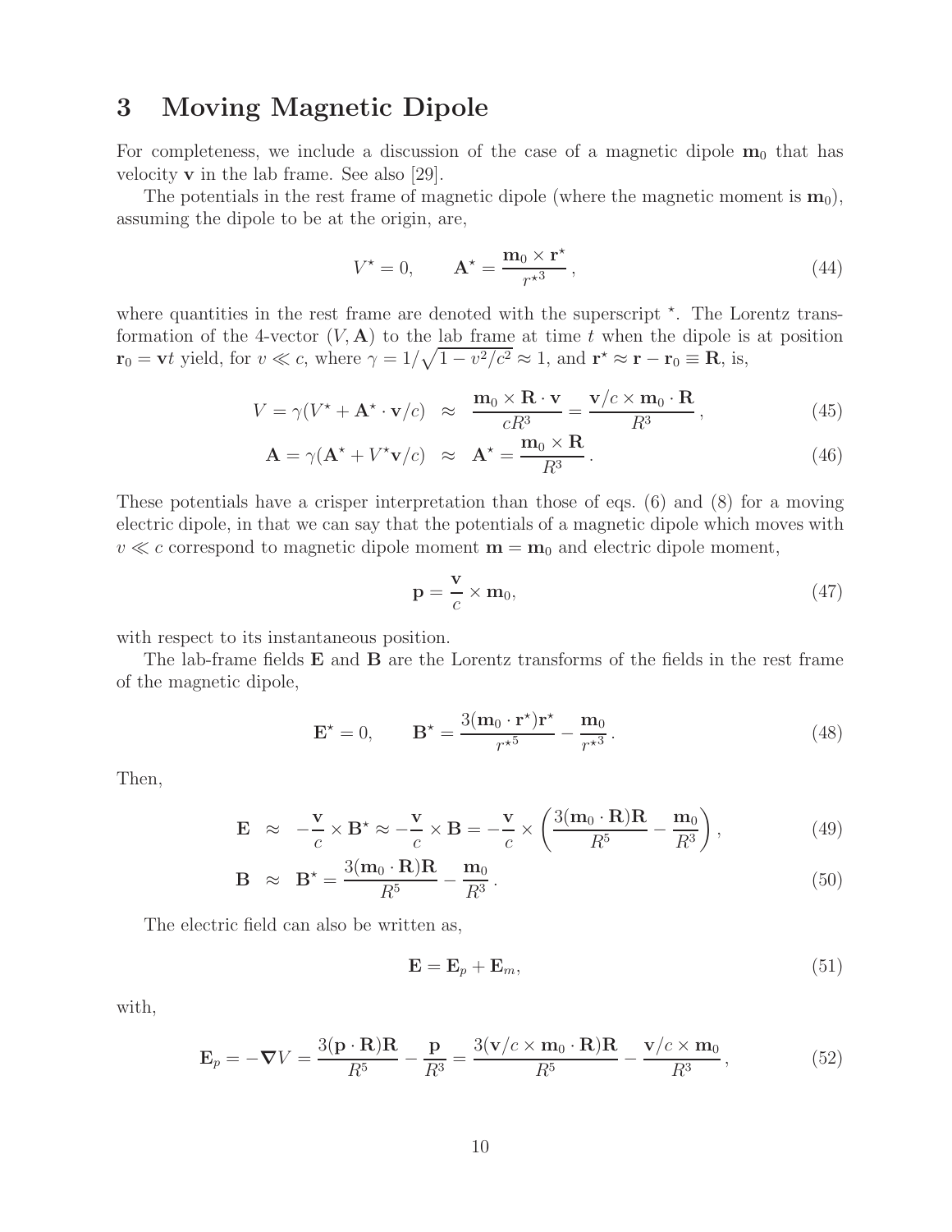## 3 Moving Magnetic Dipole

For completeness, we include a discussion of the case of a magnetic dipole $\mathbf{m}_0$ that has velocity $\mathbf{v}$ in the lab frame. See also [29].

The potentials in the rest frame of magnetic dipole (where the magnetic moment is $\mathbf{m}_0$), assuming the dipole to be at the origin, are,

$$V^\star = 0, \qquad \mathbf{A}^\star = \frac{\mathbf{m}_0 \times \mathbf{r}^\star}{r^{\star 3}}, \tag{44}$$

where quantities in the rest frame are denoted with the superscript $^\star$. The Lorentz transformation of the 4-vector $(V, \mathbf{A})$ to the lab frame at time $t$ when the dipole is at position $\mathbf{r}_0 = \mathbf{v}t$ yield, for $v \ll c$, where $\gamma = 1/\sqrt{1 - v^2/c^2} \approx 1$, and $\mathbf{r}^\star \approx \mathbf{r} - \mathbf{r}_0 \equiv \mathbf{R}$, is,

$$V = \gamma(V^\star + \mathbf{A}^\star \cdot \mathbf{v}/c) \;\approx\; \frac{\mathbf{m}_0 \times \mathbf{R} \cdot \mathbf{v}}{cR^3} = \frac{\mathbf{v}/c \times \mathbf{m}_0 \cdot \mathbf{R}}{R^3}, \tag{45}$$

$$\mathbf{A} = \gamma(\mathbf{A}^\star + V^\star \mathbf{v}/c) \;\approx\; \mathbf{A}^\star = \frac{\mathbf{m}_0 \times \mathbf{R}}{R^3}. \tag{46}$$

These potentials have a crisper interpretation than those of eqs. (6) and (8) for a moving electric dipole, in that we can say that the potentials of a magnetic dipole which moves with $v \ll c$ correspond to magnetic dipole moment $\mathbf{m} = \mathbf{m}_0$ and electric dipole moment,

$$\mathbf{p} = \frac{\mathbf{v}}{c} \times \mathbf{m}_0, \tag{47}$$

with respect to its instantaneous position.

The lab-frame fields $\mathbf{E}$ and $\mathbf{B}$ are the Lorentz transforms of the fields in the rest frame of the magnetic dipole,

$$\mathbf{E}^\star = 0, \qquad \mathbf{B}^\star = \frac{3(\mathbf{m}_0 \cdot \mathbf{r}^\star)\mathbf{r}^\star}{r^{\star 5}} - \frac{\mathbf{m}_0}{r^{\star 3}}. \tag{48}$$

Then,

$$\mathbf{E} \;\approx\; -\frac{\mathbf{v}}{c} \times \mathbf{B}^\star \approx -\frac{\mathbf{v}}{c} \times \mathbf{B} = -\frac{\mathbf{v}}{c} \times \left( \frac{3(\mathbf{m}_0 \cdot \mathbf{R})\mathbf{R}}{R^5} - \frac{\mathbf{m}_0}{R^3} \right), \tag{49}$$

$$\mathbf{B} \;\approx\; \mathbf{B}^\star = \frac{3(\mathbf{m}_0 \cdot \mathbf{R})\mathbf{R}}{R^5} - \frac{\mathbf{m}_0}{R^3}. \tag{50}$$

The electric field can also be written as,

$$\mathbf{E} = \mathbf{E}_p + \mathbf{E}_m, \tag{51}$$

with,

$$\mathbf{E}_p = -\boldsymbol{\nabla} V = \frac{3(\mathbf{p} \cdot \mathbf{R})\mathbf{R}}{R^5} - \frac{\mathbf{p}}{R^3} = \frac{3(\mathbf{v}/c \times \mathbf{m}_0 \cdot \mathbf{R})\mathbf{R}}{R^5} - \frac{\mathbf{v}/c \times \mathbf{m}_0}{R^3}, \tag{52}$$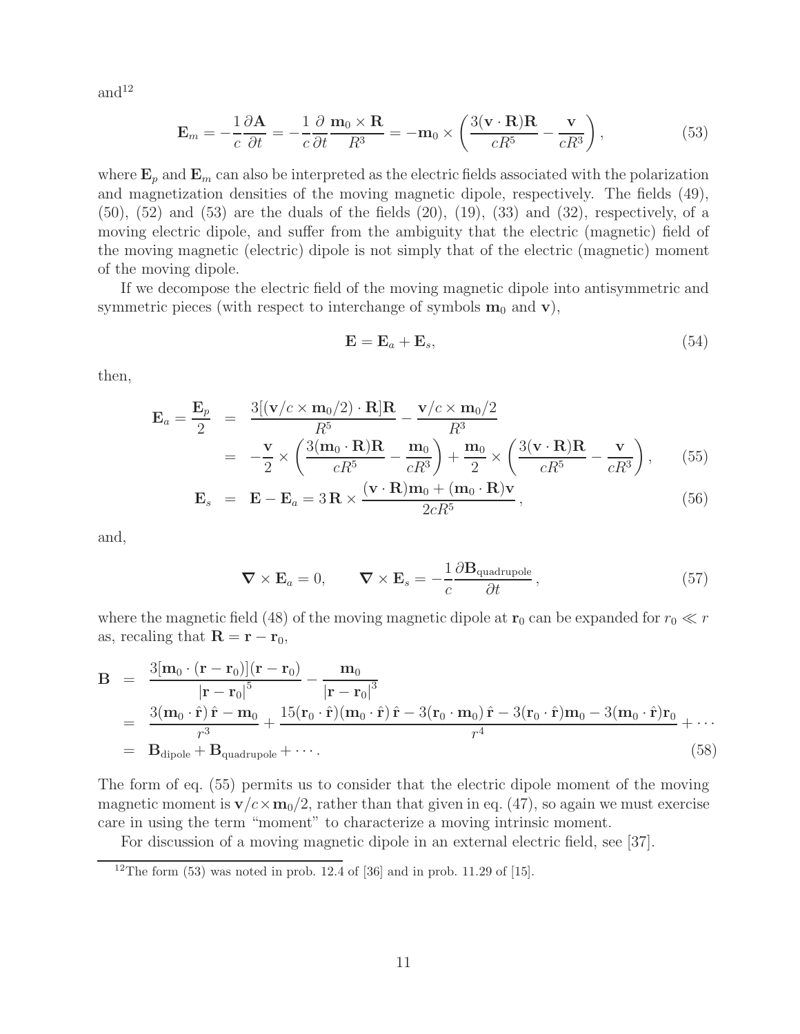and[12]

$$\mathbf{E}_m = -\frac{1}{c}\frac{\partial \mathbf{A}}{\partial t} = -\frac{1}{c}\frac{\partial}{\partial t}\frac{\mathbf{m}_0 \times \mathbf{R}}{R^3} = -\mathbf{m}_0 \times \left( \frac{3(\mathbf{v}\cdot\mathbf{R})\mathbf{R}}{cR^5} - \frac{\mathbf{v}}{cR^3} \right), \tag{53}$$

where $\mathbf{E}_p$ and $\mathbf{E}_m$ can also be interpreted as the electric fields associated with the polarization and magnetization densities of the moving magnetic dipole, respectively. The fields (49), (50), (52) and (53) are the duals of the fields (20), (19), (33) and (32), respectively, of a moving electric dipole, and suffer from the ambiguity that the electric (magnetic) field of the moving magnetic (electric) dipole is not simply that of the electric (magnetic) moment of the moving dipole.

If we decompose the electric field of the moving magnetic dipole into antisymmetric and symmetric pieces (with respect to interchange of symbols $\mathbf{m}_0$ and $\mathbf{v}$),

$$\mathbf{E} = \mathbf{E}_a + \mathbf{E}_s, \tag{54}$$

then,

$$\begin{aligned}
\mathbf{E}_a = \frac{\mathbf{E}_p}{2} &= \frac{3[(\mathbf{v}/c \times \mathbf{m}_0/2)\cdot\mathbf{R}]\mathbf{R}}{R^5} - \frac{\mathbf{v}/c \times \mathbf{m}_0/2}{R^3} \\
&= -\frac{\mathbf{v}}{2} \times \left( \frac{3(\mathbf{m}_0\cdot\mathbf{R})\mathbf{R}}{cR^5} - \frac{\mathbf{m}_0}{cR^3} \right) + \frac{\mathbf{m}_0}{2} \times \left( \frac{3(\mathbf{v}\cdot\mathbf{R})\mathbf{R}}{cR^5} - \frac{\mathbf{v}}{cR^3} \right), \qquad (55) \\
\mathbf{E}_s &= \mathbf{E} - \mathbf{E}_a = 3\,\mathbf{R} \times \frac{(\mathbf{v}\cdot\mathbf{R})\mathbf{m}_0 + (\mathbf{m}_0\cdot\mathbf{R})\mathbf{v}}{2cR^5}, \qquad (56)
\end{aligned}$$

and,

$$\boldsymbol{\nabla} \times \mathbf{E}_a = 0, \qquad \boldsymbol{\nabla} \times \mathbf{E}_s = -\frac{1}{c}\frac{\partial \mathbf{B}_{\text{quadrupole}}}{\partial t}, \tag{57}$$

where the magnetic field (48) of the moving magnetic dipole at $\mathbf{r}_0$ can be expanded for $r_0 \ll r$ as, recaling that $\mathbf{R} = \mathbf{r} - \mathbf{r}_0$,

$$\begin{aligned}
\mathbf{B} &= \frac{3[\mathbf{m}_0\cdot(\mathbf{r}-\mathbf{r}_0)](\mathbf{r}-\mathbf{r}_0)}{|\mathbf{r}-\mathbf{r}_0|^5} - \frac{\mathbf{m}_0}{|\mathbf{r}-\mathbf{r}_0|^3} \\
&= \frac{3(\mathbf{m}_0\cdot\hat{\mathbf{r}})\,\hat{\mathbf{r}} - \mathbf{m}_0}{r^3} + \frac{15(\mathbf{r}_0\cdot\hat{\mathbf{r}})(\mathbf{m}_0\cdot\hat{\mathbf{r}})\,\hat{\mathbf{r}} - 3(\mathbf{r}_0\cdot\mathbf{m}_0)\,\hat{\mathbf{r}} - 3(\mathbf{r}_0\cdot\hat{\mathbf{r}})\mathbf{m}_0 - 3(\mathbf{m}_0\cdot\hat{\mathbf{r}})\mathbf{r}_0}{r^4} + \cdots \\
&= \mathbf{B}_{\text{dipole}} + \mathbf{B}_{\text{quadrupole}} + \cdots. \qquad (58)
\end{aligned}$$

The form of eq. (55) permits us to consider that the electric dipole moment of the moving magnetic moment is $\mathbf{v}/c \times \mathbf{m}_0/2$, rather than that given in eq. (47), so again we must exercise care in using the term "moment" to characterize a moving intrinsic moment.

For discussion of a moving magnetic dipole in an external electric field, see [37].

[12] The form (53) was noted in prob. 12.4 of [36] and in prob. 11.29 of [15].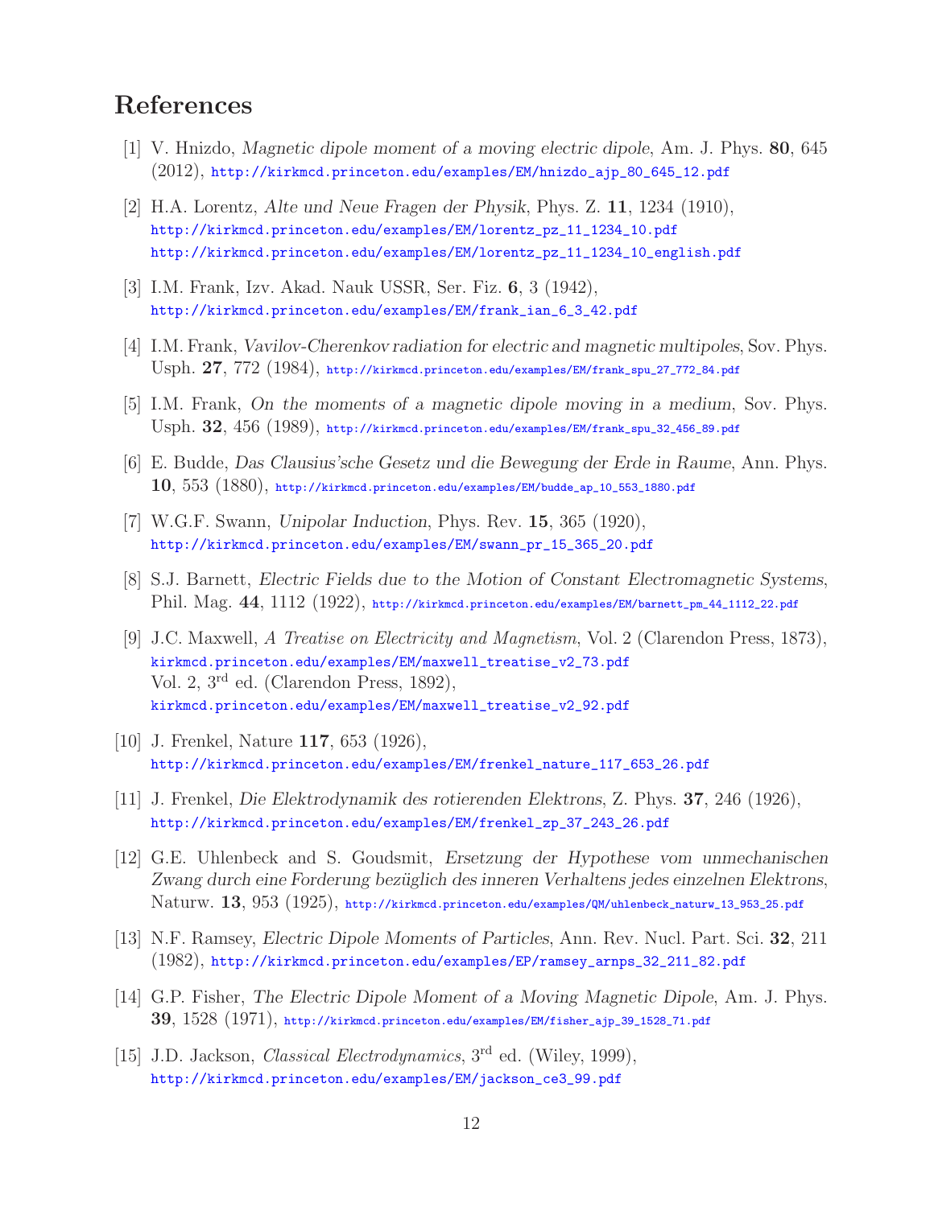## References

[1] V. Hnizdo, *Magnetic dipole moment of a moving electric dipole*, Am. J. Phys. **80**, 645 (2012), http://kirkmcd.princeton.edu/examples/EM/hnizdo_ajp_80_645_12.pdf

[2] H.A. Lorentz, *Alte und Neue Fragen der Physik*, Phys. Z. **11**, 1234 (1910), http://kirkmcd.princeton.edu/examples/EM/lorentz_pz_11_1234_10.pdf http://kirkmcd.princeton.edu/examples/EM/lorentz_pz_11_1234_10_english.pdf

[3] I.M. Frank, Izv. Akad. Nauk USSR, Ser. Fiz. **6**, 3 (1942), http://kirkmcd.princeton.edu/examples/EM/frank_ian_6_3_42.pdf

[4] I.M. Frank, *Vavilov-Cherenkov radiation for electric and magnetic multipoles*, Sov. Phys. Usph. **27**, 772 (1984), http://kirkmcd.princeton.edu/examples/EM/frank_spu_27_772_84.pdf

[5] I.M. Frank, *On the moments of a magnetic dipole moving in a medium*, Sov. Phys. Usph. **32**, 456 (1989), http://kirkmcd.princeton.edu/examples/EM/frank_spu_32_456_89.pdf

[6] E. Budde, *Das Clausius'sche Gesetz und die Bewegung der Erde in Raume*, Ann. Phys. **10**, 553 (1880), http://kirkmcd.princeton.edu/examples/EM/budde_ap_10_553_1880.pdf

[7] W.G.F. Swann, *Unipolar Induction*, Phys. Rev. **15**, 365 (1920), http://kirkmcd.princeton.edu/examples/EM/swann_pr_15_365_20.pdf

[8] S.J. Barnett, *Electric Fields due to the Motion of Constant Electromagnetic Systems*, Phil. Mag. **44**, 1112 (1922), http://kirkmcd.princeton.edu/examples/EM/barnett_pm_44_1112_22.pdf

[9] J.C. Maxwell, *A Treatise on Electricity and Magnetism*, Vol. 2 (Clarendon Press, 1873), kirkmcd.princeton.edu/examples/EM/maxwell_treatise_v2_73.pdf
Vol. 2, 3rd ed. (Clarendon Press, 1892), kirkmcd.princeton.edu/examples/EM/maxwell_treatise_v2_92.pdf

[10] J. Frenkel, Nature **117**, 653 (1926), http://kirkmcd.princeton.edu/examples/EM/frenkel_nature_117_653_26.pdf

[11] J. Frenkel, *Die Elektrodynamik des rotierenden Elektrons*, Z. Phys. **37**, 246 (1926), http://kirkmcd.princeton.edu/examples/EM/frenkel_zp_37_243_26.pdf

[12] G.E. Uhlenbeck and S. Goudsmit, *Ersetzung der Hypothese vom unmechanischen Zwang durch eine Forderung bezüglich des inneren Verhaltens jedes einzelnen Elektrons*, Naturw. **13**, 953 (1925), http://kirkmcd.princeton.edu/examples/QM/uhlenbeck_naturw_13_953_25.pdf

[13] N.F. Ramsey, *Electric Dipole Moments of Particles*, Ann. Rev. Nucl. Part. Sci. **32**, 211 (1982), http://kirkmcd.princeton.edu/examples/EP/ramsey_arnps_32_211_82.pdf

[14] G.P. Fisher, *The Electric Dipole Moment of a Moving Magnetic Dipole*, Am. J. Phys. **39**, 1528 (1971), http://kirkmcd.princeton.edu/examples/EM/fisher_ajp_39_1528_71.pdf

[15] J.D. Jackson, *Classical Electrodynamics*, 3rd ed. (Wiley, 1999), http://kirkmcd.princeton.edu/examples/EM/jackson_ce3_99.pdf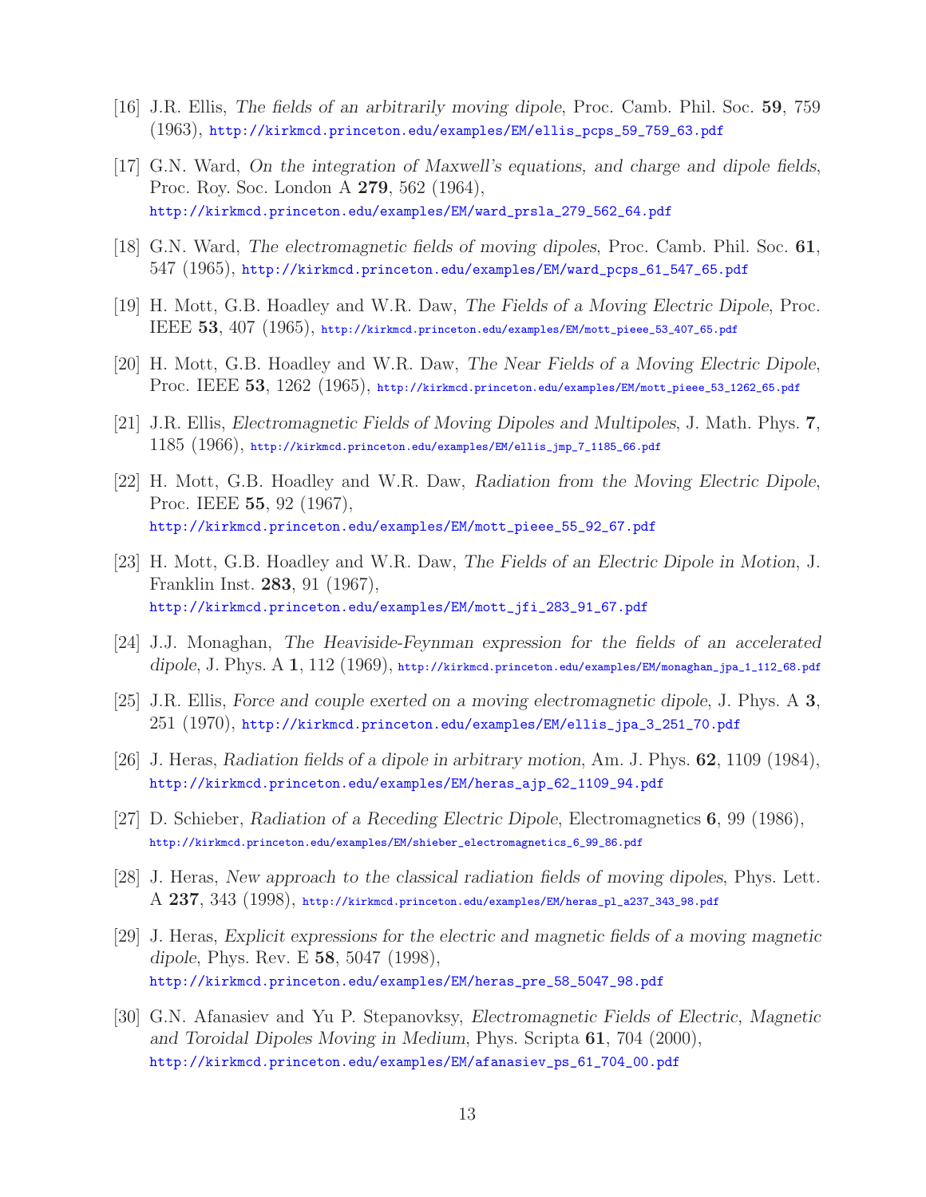[16] J.R. Ellis, *The fields of an arbitrarily moving dipole*, Proc. Camb. Phil. Soc. **59**, 759 (1963), http://kirkmcd.princeton.edu/examples/EM/ellis_pcps_59_759_63.pdf

[17] G.N. Ward, *On the integration of Maxwell's equations, and charge and dipole fields*, Proc. Roy. Soc. London A **279**, 562 (1964), http://kirkmcd.princeton.edu/examples/EM/ward_prsla_279_562_64.pdf

[18] G.N. Ward, *The electromagnetic fields of moving dipoles*, Proc. Camb. Phil. Soc. **61**, 547 (1965), http://kirkmcd.princeton.edu/examples/EM/ward_pcps_61_547_65.pdf

[19] H. Mott, G.B. Hoadley and W.R. Daw, *The Fields of a Moving Electric Dipole*, Proc. IEEE **53**, 407 (1965), http://kirkmcd.princeton.edu/examples/EM/mott_pieee_53_407_65.pdf

[20] H. Mott, G.B. Hoadley and W.R. Daw, *The Near Fields of a Moving Electric Dipole*, Proc. IEEE **53**, 1262 (1965), http://kirkmcd.princeton.edu/examples/EM/mott_pieee_53_1262_65.pdf

[21] J.R. Ellis, *Electromagnetic Fields of Moving Dipoles and Multipoles*, J. Math. Phys. **7**, 1185 (1966), http://kirkmcd.princeton.edu/examples/EM/ellis_jmp_7_1185_66.pdf

[22] H. Mott, G.B. Hoadley and W.R. Daw, *Radiation from the Moving Electric Dipole*, Proc. IEEE **55**, 92 (1967), http://kirkmcd.princeton.edu/examples/EM/mott_pieee_55_92_67.pdf

[23] H. Mott, G.B. Hoadley and W.R. Daw, *The Fields of an Electric Dipole in Motion*, J. Franklin Inst. **283**, 91 (1967), http://kirkmcd.princeton.edu/examples/EM/mott_jfi_283_91_67.pdf

[24] J.J. Monaghan, *The Heaviside-Feynman expression for the fields of an accelerated dipole*, J. Phys. A **1**, 112 (1969), http://kirkmcd.princeton.edu/examples/EM/monaghan_jpa_1_112_68.pdf

[25] J.R. Ellis, *Force and couple exerted on a moving electromagnetic dipole*, J. Phys. A **3**, 251 (1970), http://kirkmcd.princeton.edu/examples/EM/ellis_jpa_3_251_70.pdf

[26] J. Heras, *Radiation fields of a dipole in arbitrary motion*, Am. J. Phys. **62**, 1109 (1984), http://kirkmcd.princeton.edu/examples/EM/heras_ajp_62_1109_94.pdf

[27] D. Schieber, *Radiation of a Receding Electric Dipole*, Electromagnetics **6**, 99 (1986), http://kirkmcd.princeton.edu/examples/EM/shieber_electromagnetics_6_99_86.pdf

[28] J. Heras, *New approach to the classical radiation fields of moving dipoles*, Phys. Lett. A **237**, 343 (1998), http://kirkmcd.princeton.edu/examples/EM/heras_pl_a237_343_98.pdf

[29] J. Heras, *Explicit expressions for the electric and magnetic fields of a moving magnetic dipole*, Phys. Rev. E **58**, 5047 (1998), http://kirkmcd.princeton.edu/examples/EM/heras_pre_58_5047_98.pdf

[30] G.N. Afanasiev and Yu P. Stepanovksy, *Electromagnetic Fields of Electric, Magnetic and Toroidal Dipoles Moving in Medium*, Phys. Scripta **61**, 704 (2000), http://kirkmcd.princeton.edu/examples/EM/afanasiev_ps_61_704_00.pdf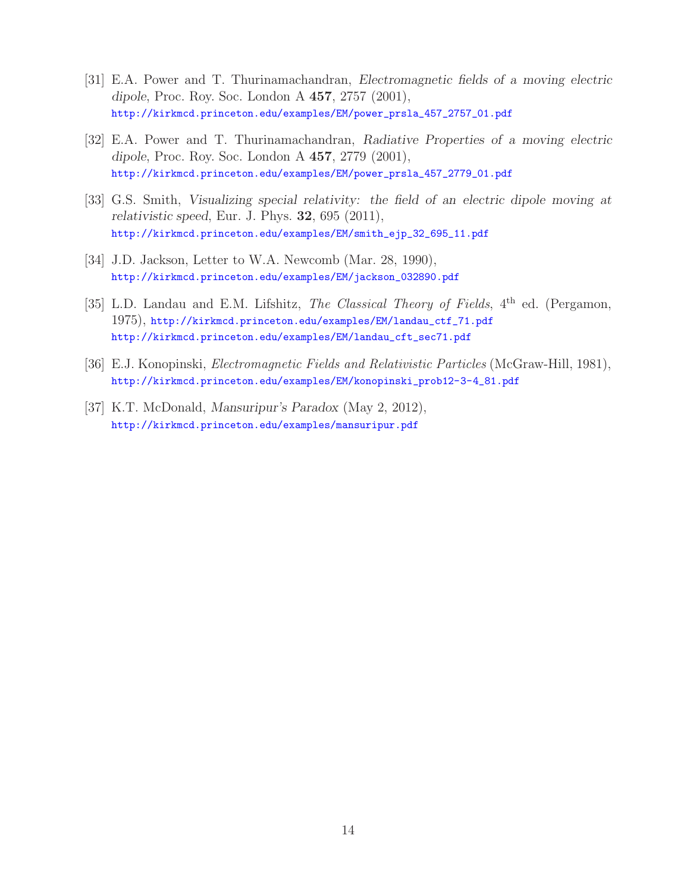[31] E.A. Power and T. Thurinamachandran, *Electromagnetic fields of a moving electric dipole*, Proc. Roy. Soc. London A **457**, 2757 (2001),
http://kirkmcd.princeton.edu/examples/EM/power_prsla_457_2757_01.pdf

[32] E.A. Power and T. Thurinamachandran, *Radiative Properties of a moving electric dipole*, Proc. Roy. Soc. London A **457**, 2779 (2001),
http://kirkmcd.princeton.edu/examples/EM/power_prsla_457_2779_01.pdf

[33] G.S. Smith, *Visualizing special relativity: the field of an electric dipole moving at relativistic speed*, Eur. J. Phys. **32**, 695 (2011),
http://kirkmcd.princeton.edu/examples/EM/smith_ejp_32_695_11.pdf

[34] J.D. Jackson, Letter to W.A. Newcomb (Mar. 28, 1990),
http://kirkmcd.princeton.edu/examples/EM/jackson_032890.pdf

[35] L.D. Landau and E.M. Lifshitz, *The Classical Theory of Fields*, 4th ed. (Pergamon, 1975), http://kirkmcd.princeton.edu/examples/EM/landau_ctf_71.pdf
http://kirkmcd.princeton.edu/examples/EM/landau_cft_sec71.pdf

[36] E.J. Konopinski, *Electromagnetic Fields and Relativistic Particles* (McGraw-Hill, 1981),
http://kirkmcd.princeton.edu/examples/EM/konopinski_prob12-3-4_81.pdf

[37] K.T. McDonald, *Mansuripur's Paradox* (May 2, 2012),
http://kirkmcd.princeton.edu/examples/mansuripur.pdf